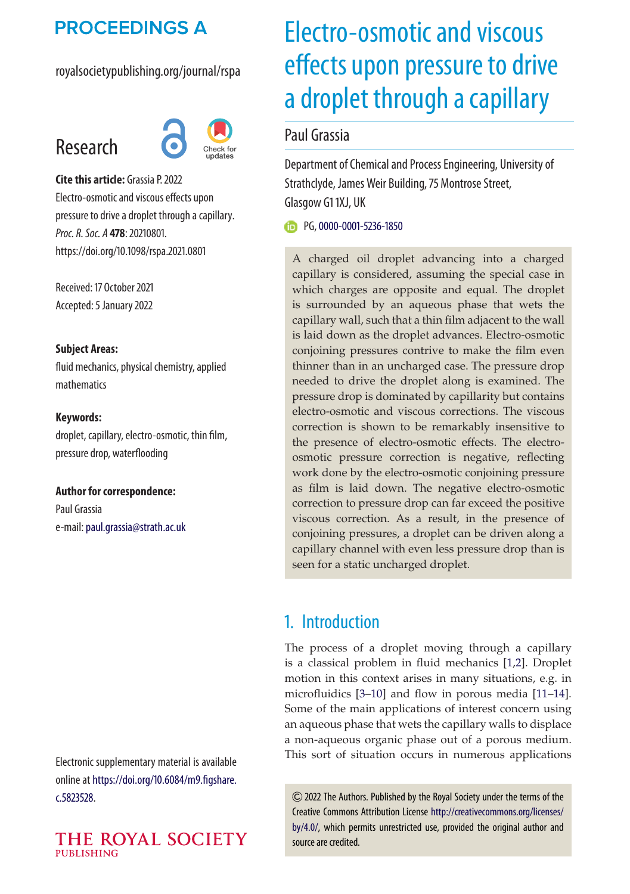# Electro-osmotic and viscous effects upon pressure to drive a droplet through a capillary

Paul Grassia

Department of Chemical and Process Engineering, University of Strathclyde, James Weir Building, 75 Montrose Street, Glasgow G1 1XJ, UK

PG, 0000-0001-5236-1850

**Research**

**Cite this article:** Grassia P. 2022 Electro-osmotic and viscous effects upon pressure to drive a droplet through a capillary. *Proc. R. Soc. A* **478**: 20210801. https://doi.org/10.1098/rspa.2021.0801

Received: 17 October 2021

Accepted: 5 January 2022

**Subject Areas:**

fluid mechanics, physical chemistry, applied mathematics

**Keywords:**

droplet, capillary, electro-osmotic, thin film, pressure drop, waterflooding

**Author for correspondence:**

Paul Grassia

e-mail: paul.grassia@strath.ac.uk

A charged oil droplet advancing into a charged capillary is considered, assuming the special case in which charges are opposite and equal. The droplet is surrounded by an aqueous phase that wets the capillary wall, such that a thin film adjacent to the wall is laid down as the droplet advances. Electro-osmotic conjoining pressures contrive to make the film even thinner than in an uncharged case. The pressure drop needed to drive the droplet along is examined. The pressure drop is dominated by capillarity but contains electro-osmotic and viscous corrections. The viscous correction is shown to be remarkably insensitive to the presence of electro-osmotic effects. The electro-osmotic pressure correction is negative, reflecting work done by the electro-osmotic conjoining pressure as film is laid down. The negative electro-osmotic correction to pressure drop can far exceed the positive viscous correction. As a result, in the presence of conjoining pressures, a droplet can be driven along a capillary channel with even less pressure drop than is seen for a static uncharged droplet.

## 1. Introduction

The process of a droplet moving through a capillary is a classical problem in fluid mechanics [1,2]. Droplet motion in this context arises in many situations, e.g. in microfluidics [3–10] and flow in porous media [11–14]. Some of the main applications of interest concern using an aqueous phase that wets the capillary walls to displace a non-aqueous organic phase out of a porous medium. This sort of situation occurs in numerous applications

Electronic supplementary material is available online at https://doi.org/10.6084/m9.figshare.c.5823528.

© 2022 The Authors. Published by the Royal Society under the terms of the Creative Commons Attribution License http://creativecommons.org/licenses/by/4.0/, which permits unrestricted use, provided the original author and source are credited.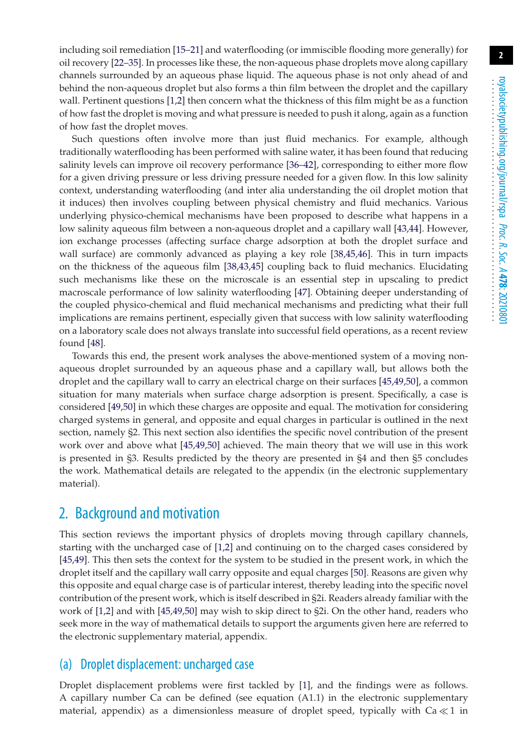including soil remediation [15–21] and waterflooding (or immiscible flooding more generally) for oil recovery [22–35]. In processes like these, the non-aqueous phase droplets move along capillary channels surrounded by an aqueous phase liquid. The aqueous phase is not only ahead of and behind the non-aqueous droplet but also forms a thin film between the droplet and the capillary wall. Pertinent questions [1,2] then concern what the thickness of this film might be as a function of how fast the droplet is moving and what pressure is needed to push it along, again as a function of how fast the droplet moves.

Such questions often involve more than just fluid mechanics. For example, although traditionally waterflooding has been performed with saline water, it has been found that reducing salinity levels can improve oil recovery performance [36–42], corresponding to either more flow for a given driving pressure or less driving pressure needed for a given flow. In this low salinity context, understanding waterflooding (and inter alia understanding the oil droplet motion that it induces) then involves coupling between physical chemistry and fluid mechanics. Various underlying physico-chemical mechanisms have been proposed to describe what happens in a low salinity aqueous film between a non-aqueous droplet and a capillary wall [43,44]. However, ion exchange processes (affecting surface charge adsorption at both the droplet surface and wall surface) are commonly advanced as playing a key role [38,45,46]. This in turn impacts on the thickness of the aqueous film [38,43,45] coupling back to fluid mechanics. Elucidating such mechanisms like these on the microscale is an essential step in upscaling to predict macroscale performance of low salinity waterflooding [47]. Obtaining deeper understanding of the coupled physico-chemical and fluid mechanical mechanisms and predicting what their full implications are remains pertinent, especially given that success with low salinity waterflooding on a laboratory scale does not always translate into successful field operations, as a recent review found [48].

Towards this end, the present work analyses the above-mentioned system of a moving non-aqueous droplet surrounded by an aqueous phase and a capillary wall, but allows both the droplet and the capillary wall to carry an electrical charge on their surfaces [45,49,50], a common situation for many materials when surface charge adsorption is present. Specifically, a case is considered [49,50] in which these charges are opposite and equal. The motivation for considering charged systems in general, and opposite and equal charges in particular is outlined in the next section, namely §2. This next section also identifies the specific novel contribution of the present work over and above what [45,49,50] achieved. The main theory that we will use in this work is presented in §3. Results predicted by the theory are presented in §4 and then §5 concludes the work. Mathematical details are relegated to the appendix (in the electronic supplementary material).

## 2. Background and motivation

This section reviews the important physics of droplets moving through capillary channels, starting with the uncharged case of [1,2] and continuing on to the charged cases considered by [45,49]. This then sets the context for the system to be studied in the present work, in which the droplet itself and the capillary wall carry opposite and equal charges [50]. Reasons are given why this opposite and equal charge case is of particular interest, thereby leading into the specific novel contribution of the present work, which is itself described in §2i. Readers already familiar with the work of [1,2] and with [45,49,50] may wish to skip direct to §2i. On the other hand, readers who seek more in the way of mathematical details to support the arguments given here are referred to the electronic supplementary material, appendix.

### (a) Droplet displacement: uncharged case

Droplet displacement problems were first tackled by [1], and the findings were as follows. A capillary number Ca can be defined (see equation (A1.1) in the electronic supplementary material, appendix) as a dimensionless measure of droplet speed, typically with $\mathrm{Ca} \ll 1$ in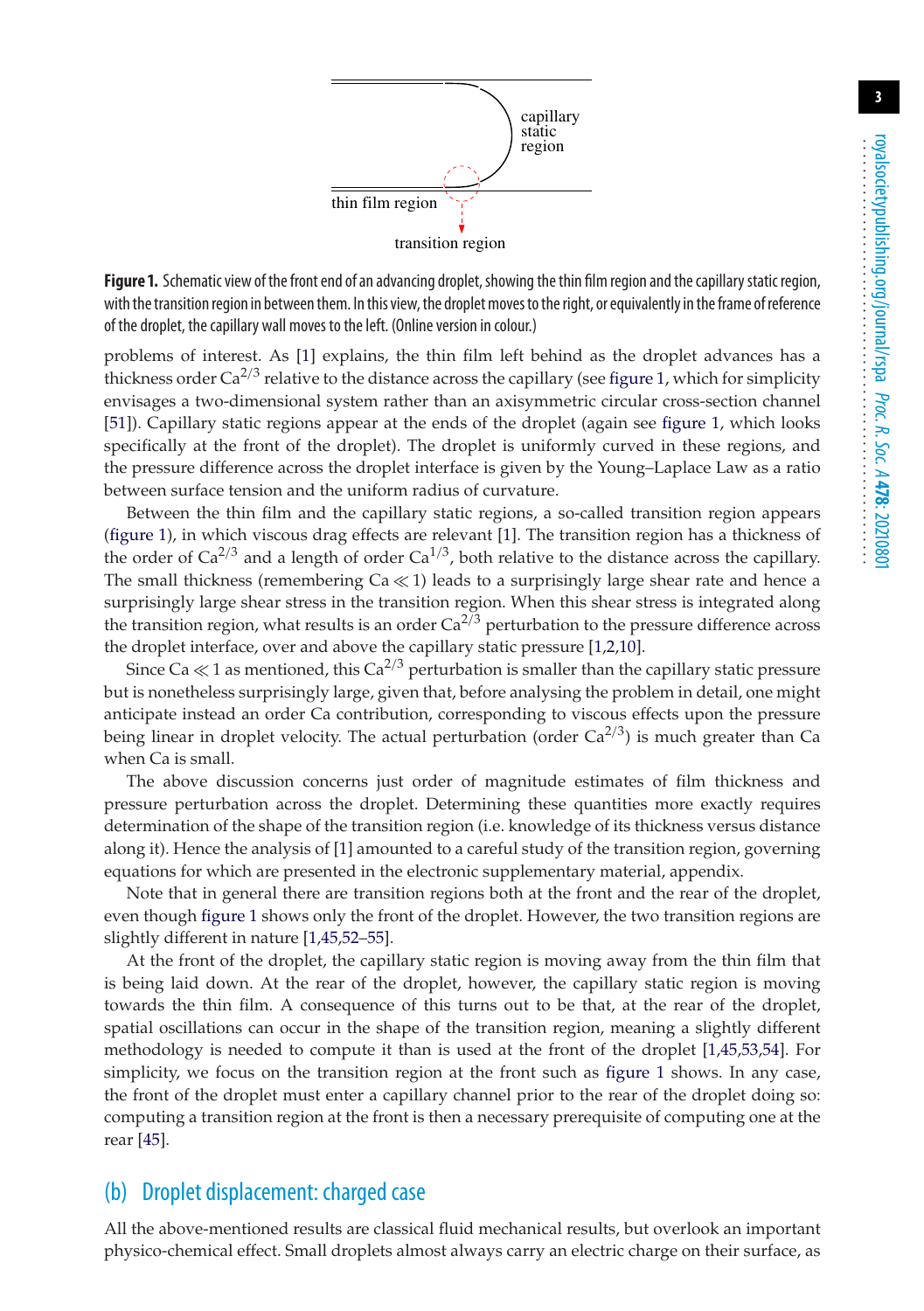capillary static region

thin film region

transition region

**Figure 1.** Schematic view of the front end of an advancing droplet, showing the thin film region and the capillary static region, with the transition region in between them. In this view, the droplet moves to the right, or equivalently in the frame of reference of the droplet, the capillary wall moves to the left. (Online version in colour.)

problems of interest. As [1] explains, the thin film left behind as the droplet advances has a thickness order $\mathrm{Ca}^{2/3}$ relative to the distance across the capillary (see figure 1, which for simplicity envisages a two-dimensional system rather than an axisymmetric circular cross-section channel [51]). Capillary static regions appear at the ends of the droplet (again see figure 1, which looks specifically at the front of the droplet). The droplet is uniformly curved in these regions, and the pressure difference across the droplet interface is given by the Young–Laplace Law as a ratio between surface tension and the uniform radius of curvature.

Between the thin film and the capillary static regions, a so-called transition region appears (figure 1), in which viscous drag effects are relevant [1]. The transition region has a thickness of the order of $\mathrm{Ca}^{2/3}$ and a length of order $\mathrm{Ca}^{1/3}$, both relative to the distance across the capillary. The small thickness (remembering $\mathrm{Ca} \ll 1$) leads to a surprisingly large shear rate and hence a surprisingly large shear stress in the transition region. When this shear stress is integrated along the transition region, what results is an order $\mathrm{Ca}^{2/3}$ perturbation to the pressure difference across the droplet interface, over and above the capillary static pressure [1,2,10].

Since $\mathrm{Ca} \ll 1$ as mentioned, this $\mathrm{Ca}^{2/3}$ perturbation is smaller than the capillary static pressure but is nonetheless surprisingly large, given that, before analysing the problem in detail, one might anticipate instead an order Ca contribution, corresponding to viscous effects upon the pressure being linear in droplet velocity. The actual perturbation (order $\mathrm{Ca}^{2/3}$) is much greater than Ca when Ca is small.

The above discussion concerns just order of magnitude estimates of film thickness and pressure perturbation across the droplet. Determining these quantities more exactly requires determination of the shape of the transition region (i.e. knowledge of its thickness versus distance along it). Hence the analysis of [1] amounted to a careful study of the transition region, governing equations for which are presented in the electronic supplementary material, appendix.

Note that in general there are transition regions both at the front and the rear of the droplet, even though figure 1 shows only the front of the droplet. However, the two transition regions are slightly different in nature [1,45,52–55].

At the front of the droplet, the capillary static region is moving away from the thin film that is being laid down. At the rear of the droplet, however, the capillary static region is moving towards the thin film. A consequence of this turns out to be that, at the rear of the droplet, spatial oscillations can occur in the shape of the transition region, meaning a slightly different methodology is needed to compute it than is used at the front of the droplet [1,45,53,54]. For simplicity, we focus on the transition region at the front such as figure 1 shows. In any case, the front of the droplet must enter a capillary channel prior to the rear of the droplet doing so: computing a transition region at the front is then a necessary prerequisite of computing one at the rear [45].

## (b) Droplet displacement: charged case

All the above-mentioned results are classical fluid mechanical results, but overlook an important physico-chemical effect. Small droplets almost always carry an electric charge on their surface, as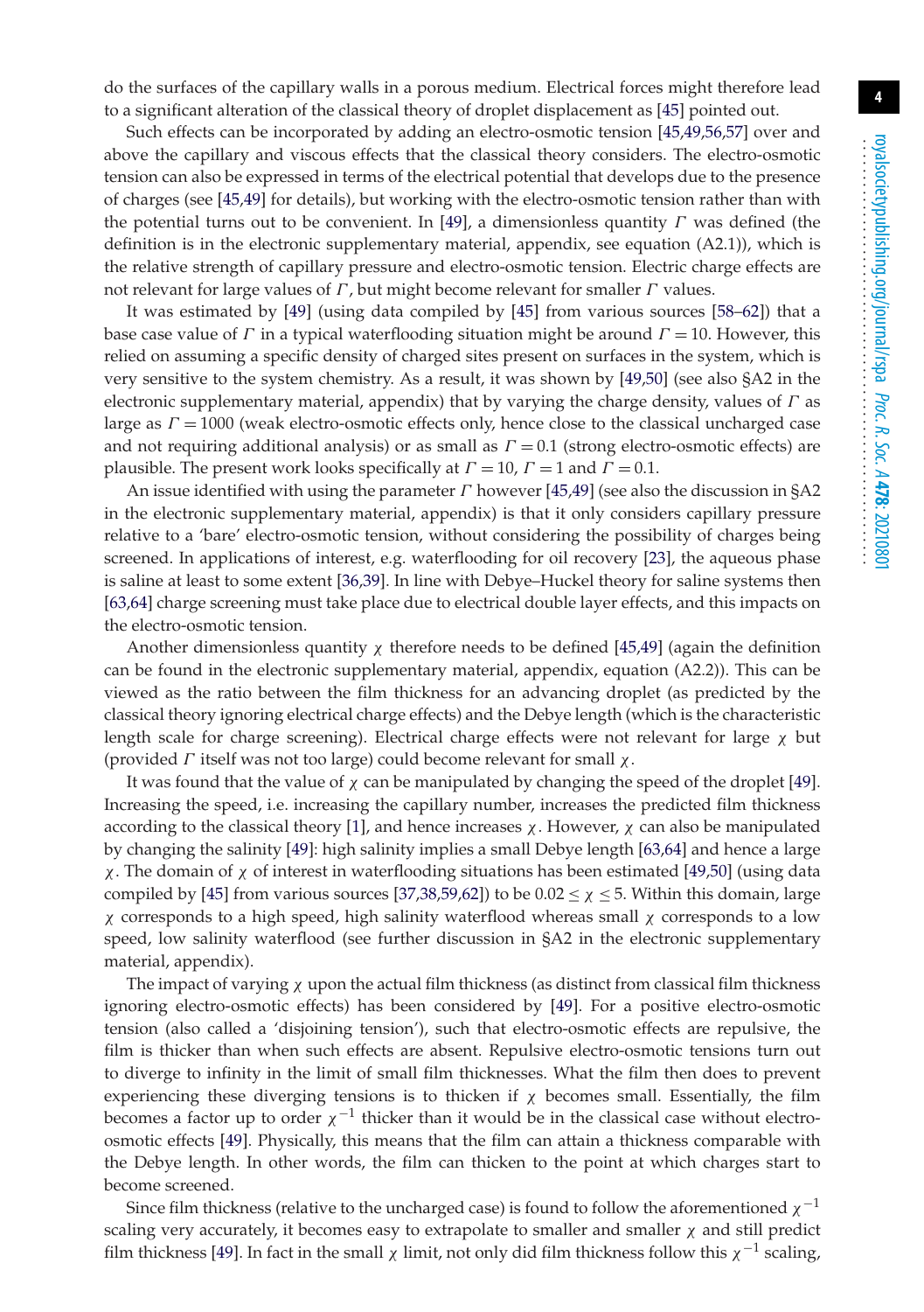do the surfaces of the capillary walls in a porous medium. Electrical forces might therefore lead to a significant alteration of the classical theory of droplet displacement as [45] pointed out.

Such effects can be incorporated by adding an electro-osmotic tension [45,49,56,57] over and above the capillary and viscous effects that the classical theory considers. The electro-osmotic tension can also be expressed in terms of the electrical potential that develops due to the presence of charges (see [45,49] for details), but working with the electro-osmotic tension rather than with the potential turns out to be convenient. In [49], a dimensionless quantity $\Gamma$ was defined (the definition is in the electronic supplementary material, appendix, see equation (A2.1)), which is the relative strength of capillary pressure and electro-osmotic tension. Electric charge effects are not relevant for large values of $\Gamma$, but might become relevant for smaller $\Gamma$ values.

It was estimated by [49] (using data compiled by [45] from various sources [58–62]) that a base case value of $\Gamma$ in a typical waterflooding situation might be around $\Gamma = 10$. However, this relied on assuming a specific density of charged sites present on surfaces in the system, which is very sensitive to the system chemistry. As a result, it was shown by [49,50] (see also §A2 in the electronic supplementary material, appendix) that by varying the charge density, values of $\Gamma$ as large as $\Gamma = 1000$ (weak electro-osmotic effects only, hence close to the classical uncharged case and not requiring additional analysis) or as small as $\Gamma = 0.1$ (strong electro-osmotic effects) are plausible. The present work looks specifically at $\Gamma = 10$, $\Gamma = 1$ and $\Gamma = 0.1$.

An issue identified with using the parameter $\Gamma$ however [45,49] (see also the discussion in §A2 in the electronic supplementary material, appendix) is that it only considers capillary pressure relative to a 'bare' electro-osmotic tension, without considering the possibility of charges being screened. In applications of interest, e.g. waterflooding for oil recovery [23], the aqueous phase is saline at least to some extent [36,39]. In line with Debye–Huckel theory for saline systems then [63,64] charge screening must take place due to electrical double layer effects, and this impacts on the electro-osmotic tension.

Another dimensionless quantity $\chi$ therefore needs to be defined [45,49] (again the definition can be found in the electronic supplementary material, appendix, equation (A2.2)). This can be viewed as the ratio between the film thickness for an advancing droplet (as predicted by the classical theory ignoring electrical charge effects) and the Debye length (which is the characteristic length scale for charge screening). Electrical charge effects were not relevant for large $\chi$ but (provided $\Gamma$ itself was not too large) could become relevant for small $\chi$.

It was found that the value of $\chi$ can be manipulated by changing the speed of the droplet [49]. Increasing the speed, i.e. increasing the capillary number, increases the predicted film thickness according to the classical theory [1], and hence increases $\chi$. However, $\chi$ can also be manipulated by changing the salinity [49]: high salinity implies a small Debye length [63,64] and hence a large $\chi$. The domain of $\chi$ of interest in waterflooding situations has been estimated [49,50] (using data compiled by [45] from various sources [37,38,59,62]) to be $0.02 \leq \chi \leq 5$. Within this domain, large $\chi$ corresponds to a high speed, high salinity waterflood whereas small $\chi$ corresponds to a low speed, low salinity waterflood (see further discussion in §A2 in the electronic supplementary material, appendix).

The impact of varying $\chi$ upon the actual film thickness (as distinct from classical film thickness ignoring electro-osmotic effects) has been considered by [49]. For a positive electro-osmotic tension (also called a 'disjoining tension'), such that electro-osmotic effects are repulsive, the film is thicker than when such effects are absent. Repulsive electro-osmotic tensions turn out to diverge to infinity in the limit of small film thicknesses. What the film then does to prevent experiencing these diverging tensions is to thicken if $\chi$ becomes small. Essentially, the film becomes a factor up to order $\chi^{-1}$ thicker than it would be in the classical case without electro-osmotic effects [49]. Physically, this means that the film can attain a thickness comparable with the Debye length. In other words, the film can thicken to the point at which charges start to become screened.

Since film thickness (relative to the uncharged case) is found to follow the aforementioned $\chi^{-1}$ scaling very accurately, it becomes easy to extrapolate to smaller and smaller $\chi$ and still predict film thickness [49]. In fact in the small $\chi$ limit, not only did film thickness follow this $\chi^{-1}$ scaling,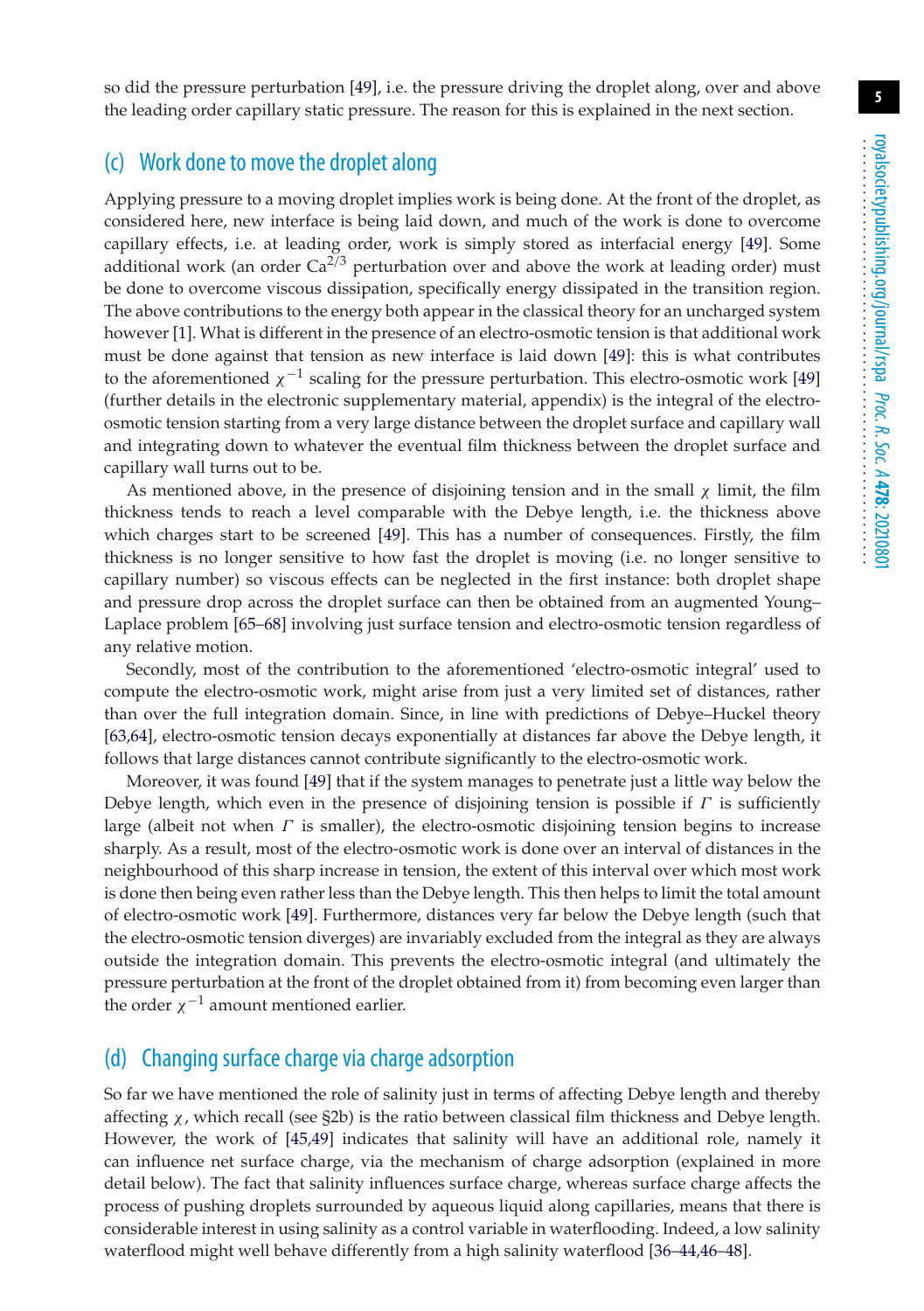so did the pressure perturbation [49], i.e. the pressure driving the droplet along, over and above the leading order capillary static pressure. The reason for this is explained in the next section.

### (c) Work done to move the droplet along

Applying pressure to a moving droplet implies work is being done. At the front of the droplet, as considered here, new interface is being laid down, and much of the work is done to overcome capillary effects, i.e. at leading order, work is simply stored as interfacial energy [49]. Some additional work (an order $\mathrm{Ca}^{2/3}$ perturbation over and above the work at leading order) must be done to overcome viscous dissipation, specifically energy dissipated in the transition region. The above contributions to the energy both appear in the classical theory for an uncharged system however [1]. What is different in the presence of an electro-osmotic tension is that additional work must be done against that tension as new interface is laid down [49]: this is what contributes to the aforementioned $\chi^{-1}$ scaling for the pressure perturbation. This electro-osmotic work [49] (further details in the electronic supplementary material, appendix) is the integral of the electro-osmotic tension starting from a very large distance between the droplet surface and capillary wall and integrating down to whatever the eventual film thickness between the droplet surface and capillary wall turns out to be.

As mentioned above, in the presence of disjoining tension and in the small $\chi$ limit, the film thickness tends to reach a level comparable with the Debye length, i.e. the thickness above which charges start to be screened [49]. This has a number of consequences. Firstly, the film thickness is no longer sensitive to how fast the droplet is moving (i.e. no longer sensitive to capillary number) so viscous effects can be neglected in the first instance: both droplet shape and pressure drop across the droplet surface can then be obtained from an augmented Young–Laplace problem [65–68] involving just surface tension and electro-osmotic tension regardless of any relative motion.

Secondly, most of the contribution to the aforementioned 'electro-osmotic integral' used to compute the electro-osmotic work, might arise from just a very limited set of distances, rather than over the full integration domain. Since, in line with predictions of Debye–Huckel theory [63,64], electro-osmotic tension decays exponentially at distances far above the Debye length, it follows that large distances cannot contribute significantly to the electro-osmotic work.

Moreover, it was found [49] that if the system manages to penetrate just a little way below the Debye length, which even in the presence of disjoining tension is possible if $\Gamma$ is sufficiently large (albeit not when $\Gamma$ is smaller), the electro-osmotic disjoining tension begins to increase sharply. As a result, most of the electro-osmotic work is done over an interval of distances in the neighbourhood of this sharp increase in tension, the extent of this interval over which most work is done then being even rather less than the Debye length. This then helps to limit the total amount of electro-osmotic work [49]. Furthermore, distances very far below the Debye length (such that the electro-osmotic tension diverges) are invariably excluded from the integral as they are always outside the integration domain. This prevents the electro-osmotic integral (and ultimately the pressure perturbation at the front of the droplet obtained from it) from becoming even larger than the order $\chi^{-1}$ amount mentioned earlier.

### (d) Changing surface charge via charge adsorption

So far we have mentioned the role of salinity just in terms of affecting Debye length and thereby affecting $\chi$, which recall (see §2b) is the ratio between classical film thickness and Debye length. However, the work of [45,49] indicates that salinity will have an additional role, namely it can influence net surface charge, via the mechanism of charge adsorption (explained in more detail below). The fact that salinity influences surface charge, whereas surface charge affects the process of pushing droplets surrounded by aqueous liquid along capillaries, means that there is considerable interest in using salinity as a control variable in waterflooding. Indeed, a low salinity waterflood might well behave differently from a high salinity waterflood [36–44,46–48].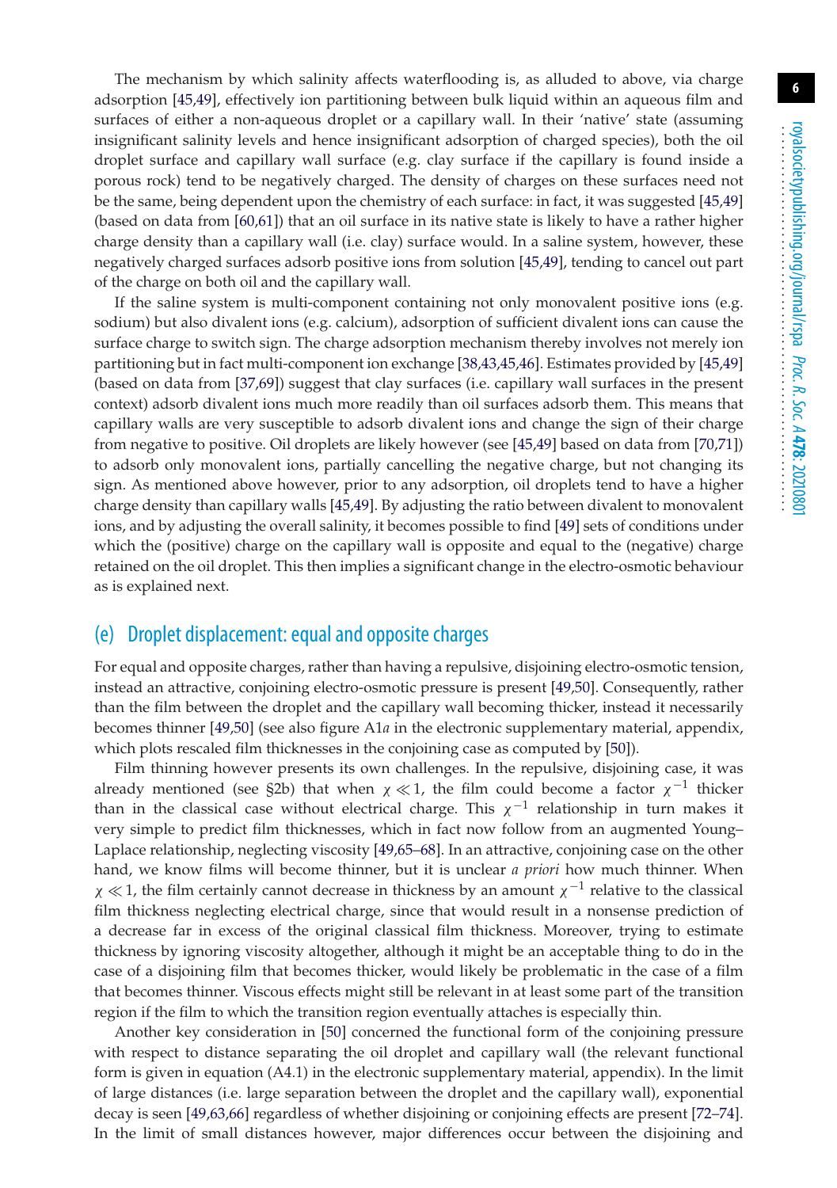The mechanism by which salinity affects waterflooding is, as alluded to above, via charge adsorption [45,49], effectively ion partitioning between bulk liquid within an aqueous film and surfaces of either a non-aqueous droplet or a capillary wall. In their 'native' state (assuming insignificant salinity levels and hence insignificant adsorption of charged species), both the oil droplet surface and capillary wall surface (e.g. clay surface if the capillary is found inside a porous rock) tend to be negatively charged. The density of charges on these surfaces need not be the same, being dependent upon the chemistry of each surface: in fact, it was suggested [45,49] (based on data from [60,61]) that an oil surface in its native state is likely to have a rather higher charge density than a capillary wall (i.e. clay) surface would. In a saline system, however, these negatively charged surfaces adsorb positive ions from solution [45,49], tending to cancel out part of the charge on both oil and the capillary wall.

If the saline system is multi-component containing not only monovalent positive ions (e.g. sodium) but also divalent ions (e.g. calcium), adsorption of sufficient divalent ions can cause the surface charge to switch sign. The charge adsorption mechanism thereby involves not merely ion partitioning but in fact multi-component ion exchange [38,43,45,46]. Estimates provided by [45,49] (based on data from [37,69]) suggest that clay surfaces (i.e. capillary wall surfaces in the present context) adsorb divalent ions much more readily than oil surfaces adsorb them. This means that capillary walls are very susceptible to adsorb divalent ions and change the sign of their charge from negative to positive. Oil droplets are likely however (see [45,49] based on data from [70,71]) to adsorb only monovalent ions, partially cancelling the negative charge, but not changing its sign. As mentioned above however, prior to any adsorption, oil droplets tend to have a higher charge density than capillary walls [45,49]. By adjusting the ratio between divalent to monovalent ions, and by adjusting the overall salinity, it becomes possible to find [49] sets of conditions under which the (positive) charge on the capillary wall is opposite and equal to the (negative) charge retained on the oil droplet. This then implies a significant change in the electro-osmotic behaviour as is explained next.

## (e) Droplet displacement: equal and opposite charges

For equal and opposite charges, rather than having a repulsive, disjoining electro-osmotic tension, instead an attractive, conjoining electro-osmotic pressure is present [49,50]. Consequently, rather than the film between the droplet and the capillary wall becoming thicker, instead it necessarily becomes thinner [49,50] (see also figure A1*a* in the electronic supplementary material, appendix, which plots rescaled film thicknesses in the conjoining case as computed by [50]).

Film thinning however presents its own challenges. In the repulsive, disjoining case, it was already mentioned (see §2b) that when $\chi \ll 1$, the film could become a factor $\chi^{-1}$ thicker than in the classical case without electrical charge. This $\chi^{-1}$ relationship in turn makes it very simple to predict film thicknesses, which in fact now follow from an augmented Young–Laplace relationship, neglecting viscosity [49,65–68]. In an attractive, conjoining case on the other hand, we know films will become thinner, but it is unclear *a priori* how much thinner. When $\chi \ll 1$, the film certainly cannot decrease in thickness by an amount $\chi^{-1}$ relative to the classical film thickness neglecting electrical charge, since that would result in a nonsense prediction of a decrease far in excess of the original classical film thickness. Moreover, trying to estimate thickness by ignoring viscosity altogether, although it might be an acceptable thing to do in the case of a disjoining film that becomes thicker, would likely be problematic in the case of a film that becomes thinner. Viscous effects might still be relevant in at least some part of the transition region if the film to which the transition region eventually attaches is especially thin.

Another key consideration in [50] concerned the functional form of the conjoining pressure with respect to distance separating the oil droplet and capillary wall (the relevant functional form is given in equation (A4.1) in the electronic supplementary material, appendix). In the limit of large distances (i.e. large separation between the droplet and the capillary wall), exponential decay is seen [49,63,66] regardless of whether disjoining or conjoining effects are present [72–74]. In the limit of small distances however, major differences occur between the disjoining and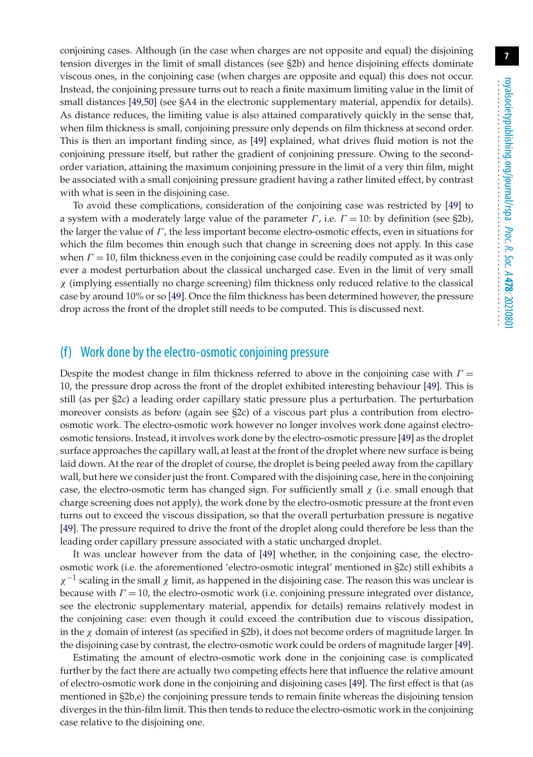conjoining cases. Although (in the case when charges are not opposite and equal) the disjoining tension diverges in the limit of small distances (see §2b) and hence disjoining effects dominate viscous ones, in the conjoining case (when charges are opposite and equal) this does not occur. Instead, the conjoining pressure turns out to reach a finite maximum limiting value in the limit of small distances [49,50] (see §A4 in the electronic supplementary material, appendix for details). As distance reduces, the limiting value is also attained comparatively quickly in the sense that, when film thickness is small, conjoining pressure only depends on film thickness at second order. This is then an important finding since, as [49] explained, what drives fluid motion is not the conjoining pressure itself, but rather the gradient of conjoining pressure. Owing to the second-order variation, attaining the maximum conjoining pressure in the limit of a very thin film, might be associated with a small conjoining pressure gradient having a rather limited effect, by contrast with what is seen in the disjoining case.

To avoid these complications, consideration of the conjoining case was restricted by [49] to a system with a moderately large value of the parameter $\Gamma$, i.e. $\Gamma = 10$: by definition (see §2b), the larger the value of $\Gamma$, the less important become electro-osmotic effects, even in situations for which the film becomes thin enough such that change in screening does not apply. In this case when $\Gamma = 10$, film thickness even in the conjoining case could be readily computed as it was only ever a modest perturbation about the classical uncharged case. Even in the limit of very small $\chi$ (implying essentially no charge screening) film thickness only reduced relative to the classical case by around 10% or so [49]. Once the film thickness has been determined however, the pressure drop across the front of the droplet still needs to be computed. This is discussed next.

## (f) Work done by the electro-osmotic conjoining pressure

Despite the modest change in film thickness referred to above in the conjoining case with $\Gamma = 10$, the pressure drop across the front of the droplet exhibited interesting behaviour [49]. This is still (as per §2c) a leading order capillary static pressure plus a perturbation. The perturbation moreover consists as before (again see §2c) of a viscous part plus a contribution from electro-osmotic work. The electro-osmotic work however no longer involves work done against electro-osmotic tensions. Instead, it involves work done by the electro-osmotic pressure [49] as the droplet surface approaches the capillary wall, at least at the front of the droplet where new surface is being laid down. At the rear of the droplet of course, the droplet is being peeled away from the capillary wall, but here we consider just the front. Compared with the disjoining case, here in the conjoining case, the electro-osmotic term has changed sign. For sufficiently small $\chi$ (i.e. small enough that charge screening does not apply), the work done by the electro-osmotic pressure at the front even turns out to exceed the viscous dissipation, so that the overall perturbation pressure is negative [49]. The pressure required to drive the front of the droplet along could therefore be less than the leading order capillary pressure associated with a static uncharged droplet.

It was unclear however from the data of [49] whether, in the conjoining case, the electro-osmotic work (i.e. the aforementioned 'electro-osmotic integral' mentioned in §2c) still exhibits a $\chi^{-1}$ scaling in the small $\chi$ limit, as happened in the disjoining case. The reason this was unclear is because with $\Gamma = 10$, the electro-osmotic work (i.e. conjoining pressure integrated over distance, see the electronic supplementary material, appendix for details) remains relatively modest in the conjoining case: even though it could exceed the contribution due to viscous dissipation, in the $\chi$ domain of interest (as specified in §2b), it does not become orders of magnitude larger. In the disjoining case by contrast, the electro-osmotic work could be orders of magnitude larger [49].

Estimating the amount of electro-osmotic work done in the conjoining case is complicated further by the fact there are actually two competing effects here that influence the relative amount of electro-osmotic work done in the conjoining and disjoining cases [49]. The first effect is that (as mentioned in §2b,e) the conjoining pressure tends to remain finite whereas the disjoining tension diverges in the thin-film limit. This then tends to reduce the electro-osmotic work in the conjoining case relative to the disjoining one.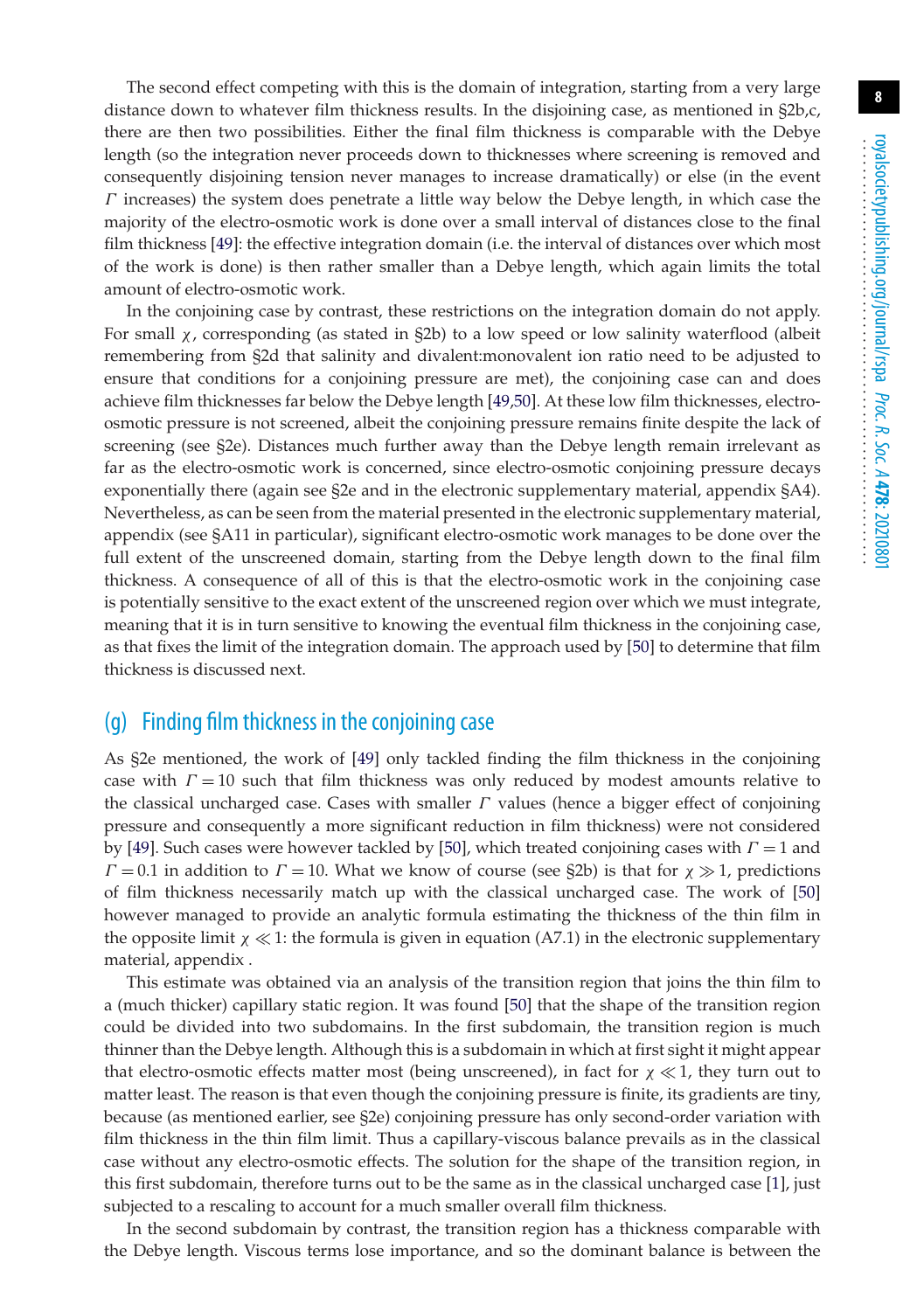The second effect competing with this is the domain of integration, starting from a very large distance down to whatever film thickness results. In the disjoining case, as mentioned in §2b,c, there are then two possibilities. Either the final film thickness is comparable with the Debye length (so the integration never proceeds down to thicknesses where screening is removed and consequently disjoining tension never manages to increase dramatically) or else (in the event $\Gamma$ increases) the system does penetrate a little way below the Debye length, in which case the majority of the electro-osmotic work is done over a small interval of distances close to the final film thickness [49]: the effective integration domain (i.e. the interval of distances over which most of the work is done) is then rather smaller than a Debye length, which again limits the total amount of electro-osmotic work.

In the conjoining case by contrast, these restrictions on the integration domain do not apply. For small $\chi$, corresponding (as stated in §2b) to a low speed or low salinity waterflood (albeit remembering from §2d that salinity and divalent:monovalent ion ratio need to be adjusted to ensure that conditions for a conjoining pressure are met), the conjoining case can and does achieve film thicknesses far below the Debye length [49,50]. At these low film thicknesses, electro-osmotic pressure is not screened, albeit the conjoining pressure remains finite despite the lack of screening (see §2e). Distances much further away than the Debye length remain irrelevant as far as the electro-osmotic work is concerned, since electro-osmotic conjoining pressure decays exponentially there (again see §2e and in the electronic supplementary material, appendix §A4). Nevertheless, as can be seen from the material presented in the electronic supplementary material, appendix (see §A11 in particular), significant electro-osmotic work manages to be done over the full extent of the unscreened domain, starting from the Debye length down to the final film thickness. A consequence of all of this is that the electro-osmotic work in the conjoining case is potentially sensitive to the exact extent of the unscreened region over which we must integrate, meaning that it is in turn sensitive to knowing the eventual film thickness in the conjoining case, as that fixes the limit of the integration domain. The approach used by [50] to determine that film thickness is discussed next.

## (g) Finding film thickness in the conjoining case

As §2e mentioned, the work of [49] only tackled finding the film thickness in the conjoining case with $\Gamma = 10$ such that film thickness was only reduced by modest amounts relative to the classical uncharged case. Cases with smaller $\Gamma$ values (hence a bigger effect of conjoining pressure and consequently a more significant reduction in film thickness) were not considered by [49]. Such cases were however tackled by [50], which treated conjoining cases with $\Gamma = 1$ and $\Gamma = 0.1$ in addition to $\Gamma = 10$. What we know of course (see §2b) is that for $\chi \gg 1$, predictions of film thickness necessarily match up with the classical uncharged case. The work of [50] however managed to provide an analytic formula estimating the thickness of the thin film in the opposite limit $\chi \ll 1$: the formula is given in equation (A7.1) in the electronic supplementary material, appendix .

This estimate was obtained via an analysis of the transition region that joins the thin film to a (much thicker) capillary static region. It was found [50] that the shape of the transition region could be divided into two subdomains. In the first subdomain, the transition region is much thinner than the Debye length. Although this is a subdomain in which at first sight it might appear that electro-osmotic effects matter most (being unscreened), in fact for $\chi \ll 1$, they turn out to matter least. The reason is that even though the conjoining pressure is finite, its gradients are tiny, because (as mentioned earlier, see §2e) conjoining pressure has only second-order variation with film thickness in the thin film limit. Thus a capillary-viscous balance prevails as in the classical case without any electro-osmotic effects. The solution for the shape of the transition region, in this first subdomain, therefore turns out to be the same as in the classical uncharged case [1], just subjected to a rescaling to account for a much smaller overall film thickness.

In the second subdomain by contrast, the transition region has a thickness comparable with the Debye length. Viscous terms lose importance, and so the dominant balance is between the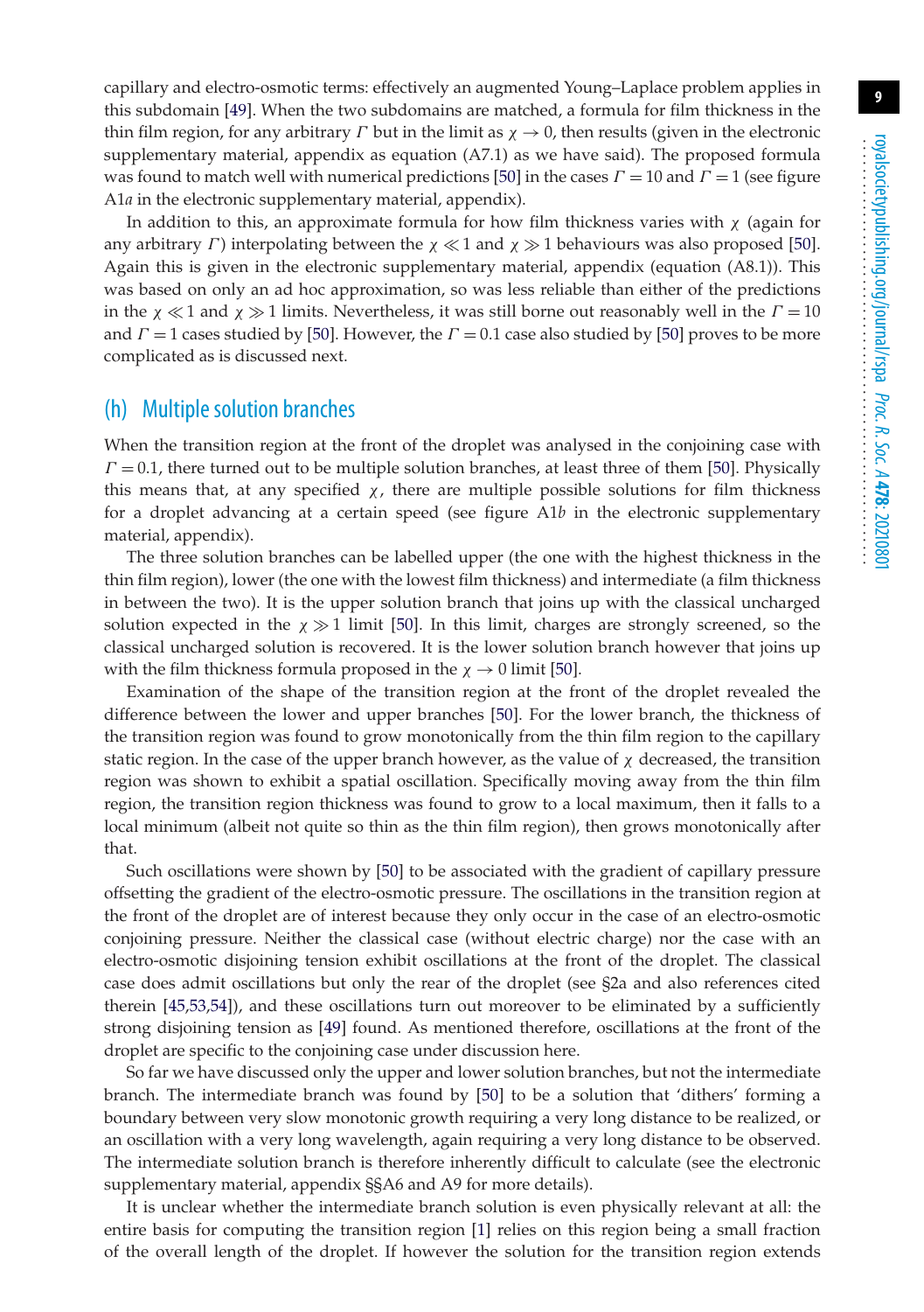capillary and electro-osmotic terms: effectively an augmented Young–Laplace problem applies in this subdomain [49]. When the two subdomains are matched, a formula for film thickness in the thin film region, for any arbitrary $\Gamma$ but in the limit as $\chi \to 0$, then results (given in the electronic supplementary material, appendix as equation (A7.1) as we have said). The proposed formula was found to match well with numerical predictions [50] in the cases $\Gamma = 10$ and $\Gamma = 1$ (see figure A1*a* in the electronic supplementary material, appendix).

In addition to this, an approximate formula for how film thickness varies with $\chi$ (again for any arbitrary $\Gamma$) interpolating between the $\chi \ll 1$ and $\chi \gg 1$ behaviours was also proposed [50]. Again this is given in the electronic supplementary material, appendix (equation (A8.1)). This was based on only an ad hoc approximation, so was less reliable than either of the predictions in the $\chi \ll 1$ and $\chi \gg 1$ limits. Nevertheless, it was still borne out reasonably well in the $\Gamma = 10$ and $\Gamma = 1$ cases studied by [50]. However, the $\Gamma = 0.1$ case also studied by [50] proves to be more complicated as is discussed next.

## (h) Multiple solution branches

When the transition region at the front of the droplet was analysed in the conjoining case with $\Gamma = 0.1$, there turned out to be multiple solution branches, at least three of them [50]. Physically this means that, at any specified $\chi$, there are multiple possible solutions for film thickness for a droplet advancing at a certain speed (see figure A1*b* in the electronic supplementary material, appendix).

The three solution branches can be labelled upper (the one with the highest thickness in the thin film region), lower (the one with the lowest film thickness) and intermediate (a film thickness in between the two). It is the upper solution branch that joins up with the classical uncharged solution expected in the $\chi \gg 1$ limit [50]. In this limit, charges are strongly screened, so the classical uncharged solution is recovered. It is the lower solution branch however that joins up with the film thickness formula proposed in the $\chi \to 0$ limit [50].

Examination of the shape of the transition region at the front of the droplet revealed the difference between the lower and upper branches [50]. For the lower branch, the thickness of the transition region was found to grow monotonically from the thin film region to the capillary static region. In the case of the upper branch however, as the value of $\chi$ decreased, the transition region was shown to exhibit a spatial oscillation. Specifically moving away from the thin film region, the transition region thickness was found to grow to a local maximum, then it falls to a local minimum (albeit not quite so thin as the thin film region), then grows monotonically after that.

Such oscillations were shown by [50] to be associated with the gradient of capillary pressure offsetting the gradient of the electro-osmotic pressure. The oscillations in the transition region at the front of the droplet are of interest because they only occur in the case of an electro-osmotic conjoining pressure. Neither the classical case (without electric charge) nor the case with an electro-osmotic disjoining tension exhibit oscillations at the front of the droplet. The classical case does admit oscillations but only the rear of the droplet (see §2a and also references cited therein [45,53,54]), and these oscillations turn out moreover to be eliminated by a sufficiently strong disjoining tension as [49] found. As mentioned therefore, oscillations at the front of the droplet are specific to the conjoining case under discussion here.

So far we have discussed only the upper and lower solution branches, but not the intermediate branch. The intermediate branch was found by [50] to be a solution that 'dithers' forming a boundary between very slow monotonic growth requiring a very long distance to be realized, or an oscillation with a very long wavelength, again requiring a very long distance to be observed. The intermediate solution branch is therefore inherently difficult to calculate (see the electronic supplementary material, appendix §§A6 and A9 for more details).

It is unclear whether the intermediate branch solution is even physically relevant at all: the entire basis for computing the transition region [1] relies on this region being a small fraction of the overall length of the droplet. If however the solution for the transition region extends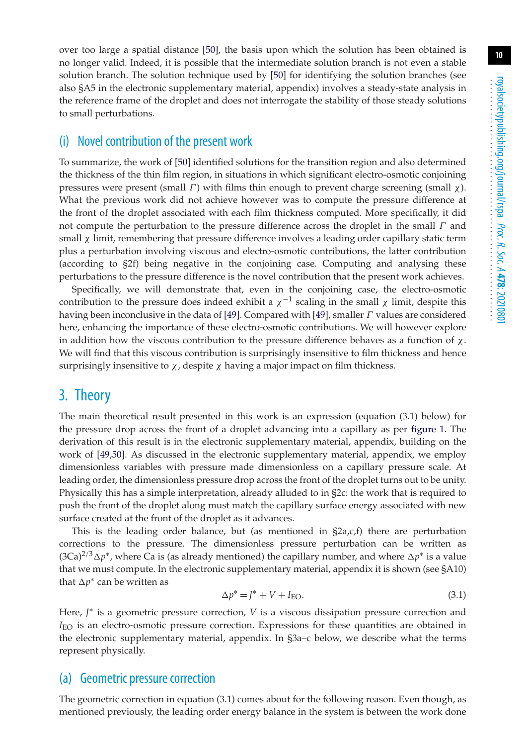over too large a spatial distance [50], the basis upon which the solution has been obtained is no longer valid. Indeed, it is possible that the intermediate solution branch is not even a stable solution branch. The solution technique used by [50] for identifying the solution branches (see also §A5 in the electronic supplementary material, appendix) involves a steady-state analysis in the reference frame of the droplet and does not interrogate the stability of those steady solutions to small perturbations.

### (i) Novel contribution of the present work

To summarize, the work of [50] identified solutions for the transition region and also determined the thickness of the thin film region, in situations in which significant electro-osmotic conjoining pressures were present (small $\Gamma$) with films thin enough to prevent charge screening (small $\chi$). What the previous work did not achieve however was to compute the pressure difference at the front of the droplet associated with each film thickness computed. More specifically, it did not compute the perturbation to the pressure difference across the droplet in the small $\Gamma$ and small $\chi$ limit, remembering that pressure difference involves a leading order capillary static term plus a perturbation involving viscous and electro-osmotic contributions, the latter contribution (according to §2f) being negative in the conjoining case. Computing and analysing these perturbations to the pressure difference is the novel contribution that the present work achieves.

Specifically, we will demonstrate that, even in the conjoining case, the electro-osmotic contribution to the pressure does indeed exhibit a $\chi^{-1}$ scaling in the small $\chi$ limit, despite this having been inconclusive in the data of [49]. Compared with [49], smaller $\Gamma$ values are considered here, enhancing the importance of these electro-osmotic contributions. We will however explore in addition how the viscous contribution to the pressure difference behaves as a function of $\chi$. We will find that this viscous contribution is surprisingly insensitive to film thickness and hence surprisingly insensitive to $\chi$, despite $\chi$ having a major impact on film thickness.

## 3. Theory

The main theoretical result presented in this work is an expression (equation (3.1) below) for the pressure drop across the front of a droplet advancing into a capillary as per figure 1. The derivation of this result is in the electronic supplementary material, appendix, building on the work of [49,50]. As discussed in the electronic supplementary material, appendix, we employ dimensionless variables with pressure made dimensionless on a capillary pressure scale. At leading order, the dimensionless pressure drop across the front of the droplet turns out to be unity. Physically this has a simple interpretation, already alluded to in §2c: the work that is required to push the front of the droplet along must match the capillary surface energy associated with new surface created at the front of the droplet as it advances.

This is the leading order balance, but (as mentioned in §2a,c,f) there are perturbation corrections to the pressure. The dimensionless pressure perturbation can be written as $(3\mathrm{Ca})^{2/3}\Delta p^*$, where Ca is (as already mentioned) the capillary number, and where $\Delta p^*$ is a value that we must compute. In the electronic supplementary material, appendix it is shown (see §A10) that $\Delta p^*$ can be written as

$$\Delta p^* = J^* + V + I_{\mathrm{EO}}. \tag{3.1}$$

Here, $J^*$ is a geometric pressure correction, $V$ is a viscous dissipation pressure correction and $I_{\mathrm{EO}}$ is an electro-osmotic pressure correction. Expressions for these quantities are obtained in the electronic supplementary material, appendix. In §3a–c below, we describe what the terms represent physically.

### (a) Geometric pressure correction

The geometric correction in equation (3.1) comes about for the following reason. Even though, as mentioned previously, the leading order energy balance in the system is between the work done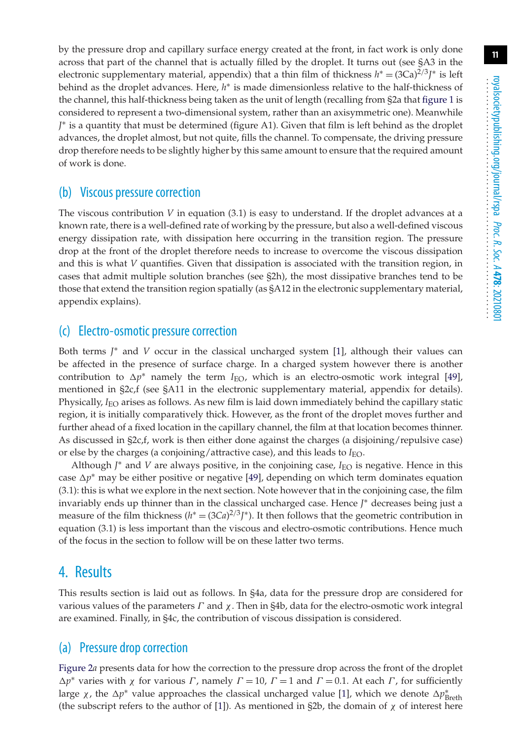by the pressure drop and capillary surface energy created at the front, in fact work is only done across that part of the channel that is actually filled by the droplet. It turns out (see §A3 in the electronic supplementary material, appendix) that a thin film of thickness $h^* = (3\mathrm{Ca})^{2/3} J^*$ is left behind as the droplet advances. Here, $h^*$ is made dimensionless relative to the half-thickness of the channel, this half-thickness being taken as the unit of length (recalling from §2a that figure 1 is considered to represent a two-dimensional system, rather than an axisymmetric one). Meanwhile $J^*$ is a quantity that must be determined (figure A1). Given that film is left behind as the droplet advances, the droplet almost, but not quite, fills the channel. To compensate, the driving pressure drop therefore needs to be slightly higher by this same amount to ensure that the required amount of work is done.

## (b) Viscous pressure correction

The viscous contribution $V$ in equation (3.1) is easy to understand. If the droplet advances at a known rate, there is a well-defined rate of working by the pressure, but also a well-defined viscous energy dissipation rate, with dissipation here occurring in the transition region. The pressure drop at the front of the droplet therefore needs to increase to overcome the viscous dissipation and this is what $V$ quantifies. Given that dissipation is associated with the transition region, in cases that admit multiple solution branches (see §2h), the most dissipative branches tend to be those that extend the transition region spatially (as §A12 in the electronic supplementary material, appendix explains).

## (c) Electro-osmotic pressure correction

Both terms $J^*$ and $V$ occur in the classical uncharged system [1], although their values can be affected in the presence of surface charge. In a charged system however there is another contribution to $\Delta p^*$ namely the term $I_{\mathrm{EO}}$, which is an electro-osmotic work integral [49], mentioned in §2c,f (see §A11 in the electronic supplementary material, appendix for details). Physically, $I_{\mathrm{EO}}$ arises as follows. As new film is laid down immediately behind the capillary static region, it is initially comparatively thick. However, as the front of the droplet moves further and further ahead of a fixed location in the capillary channel, the film at that location becomes thinner. As discussed in §2c,f, work is then either done against the charges (a disjoining/repulsive case) or else by the charges (a conjoining/attractive case), and this leads to $I_{\mathrm{EO}}$.

Although $J^*$ and $V$ are always positive, in the conjoining case, $I_{\mathrm{EO}}$ is negative. Hence in this case $\Delta p^*$ may be either positive or negative [49], depending on which term dominates equation (3.1): this is what we explore in the next section. Note however that in the conjoining case, the film invariably ends up thinner than in the classical uncharged case. Hence $J^*$ decreases being just a measure of the film thickness ($h^* = (3Ca)^{2/3} J^*$). It then follows that the geometric contribution in equation (3.1) is less important than the viscous and electro-osmotic contributions. Hence much of the focus in the section to follow will be on these latter two terms.

# 4. Results

This results section is laid out as follows. In §4a, data for the pressure drop are considered for various values of the parameters $\Gamma$ and $\chi$. Then in §4b, data for the electro-osmotic work integral are examined. Finally, in §4c, the contribution of viscous dissipation is considered.

## (a) Pressure drop correction

Figure 2*a* presents data for how the correction to the pressure drop across the front of the droplet $\Delta p^*$ varies with $\chi$ for various $\Gamma$, namely $\Gamma = 10$, $\Gamma = 1$ and $\Gamma = 0.1$. At each $\Gamma$, for sufficiently large $\chi$, the $\Delta p^*$ value approaches the classical uncharged value [1], which we denote $\Delta p^*_{\mathrm{Breth}}$ (the subscript refers to the author of [1]). As mentioned in §2b, the domain of $\chi$ of interest here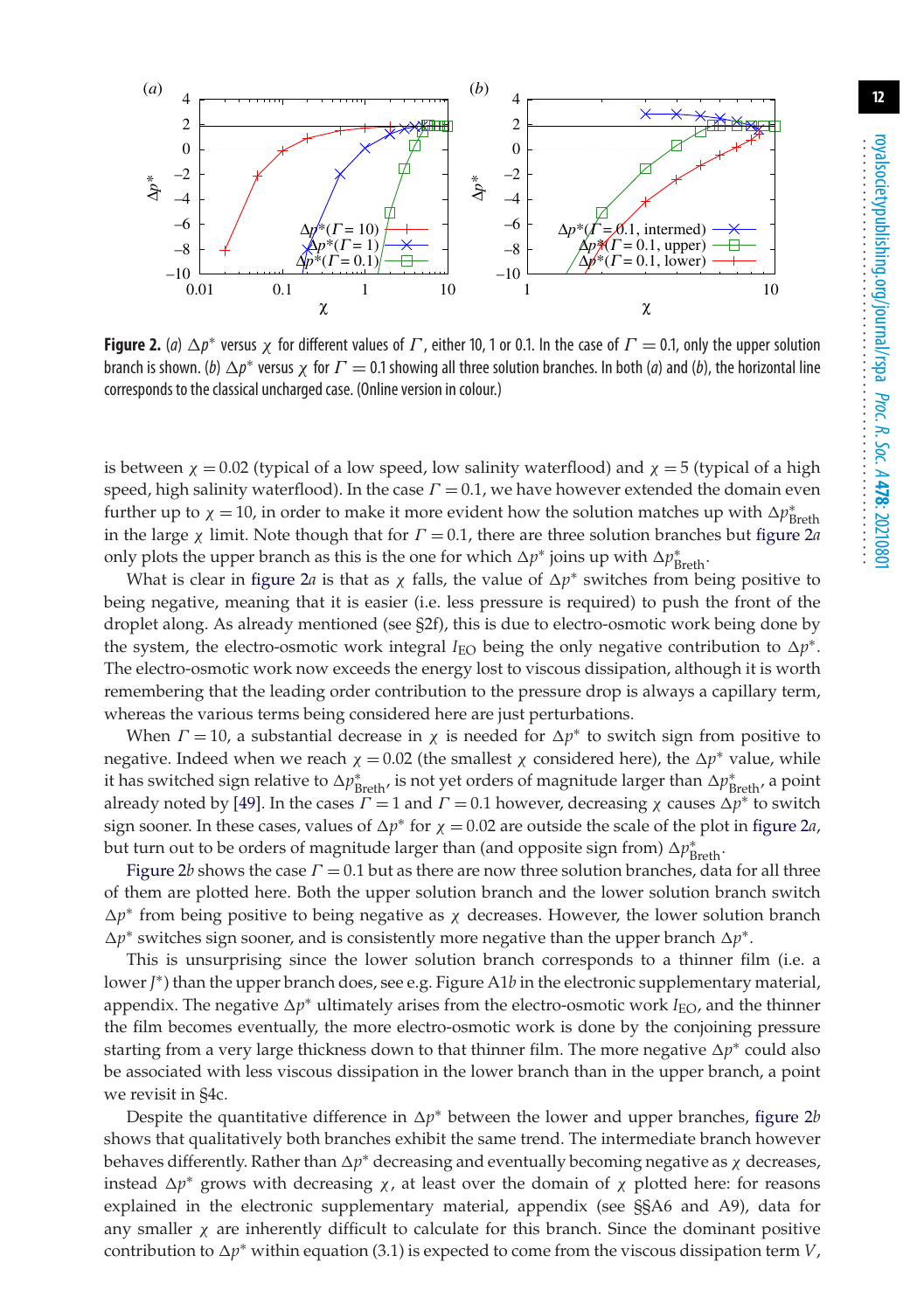**Figure 2.** (*a*) $\Delta p^*$ versus $\chi$ for different values of $\Gamma$, either 10, 1 or 0.1. In the case of $\Gamma = 0.1$, only the upper solution branch is shown. (*b*) $\Delta p^*$ versus $\chi$ for $\Gamma = 0.1$ showing all three solution branches. In both (*a*) and (*b*), the horizontal line corresponds to the classical uncharged case. (Online version in colour.)

is between $\chi = 0.02$ (typical of a low speed, low salinity waterflood) and $\chi = 5$ (typical of a high speed, high salinity waterflood). In the case $\Gamma = 0.1$, we have however extended the domain even further up to $\chi = 10$, in order to make it more evident how the solution matches up with $\Delta p^*_{\text{Breth}}$ in the large $\chi$ limit. Note though that for $\Gamma = 0.1$, there are three solution branches but figure 2*a* only plots the upper branch as this is the one for which $\Delta p^*$ joins up with $\Delta p^*_{\text{Breth}}$.

What is clear in figure 2*a* is that as $\chi$ falls, the value of $\Delta p^*$ switches from being positive to being negative, meaning that it is easier (i.e. less pressure is required) to push the front of the droplet along. As already mentioned (see §2f), this is due to electro-osmotic work being done by the system, the electro-osmotic work integral $I_{\text{EO}}$ being the only negative contribution to $\Delta p^*$. The electro-osmotic work now exceeds the energy lost to viscous dissipation, although it is worth remembering that the leading order contribution to the pressure drop is always a capillary term, whereas the various terms being considered here are just perturbations.

When $\Gamma = 10$, a substantial decrease in $\chi$ is needed for $\Delta p^*$ to switch sign from positive to negative. Indeed when we reach $\chi = 0.02$ (the smallest $\chi$ considered here), the $\Delta p^*$ value, while it has switched sign relative to $\Delta p^*_{\text{Breth}}$, is not yet orders of magnitude larger than $\Delta p^*_{\text{Breth}}$, a point already noted by [49]. In the cases $\Gamma = 1$ and $\Gamma = 0.1$ however, decreasing $\chi$ causes $\Delta p^*$ to switch sign sooner. In these cases, values of $\Delta p^*$ for $\chi = 0.02$ are outside the scale of the plot in figure 2*a*, but turn out to be orders of magnitude larger than (and opposite sign from) $\Delta p^*_{\text{Breth}}$.

Figure 2*b* shows the case $\Gamma = 0.1$ but as there are now three solution branches, data for all three of them are plotted here. Both the upper solution branch and the lower solution branch switch $\Delta p^*$ from being positive to being negative as $\chi$ decreases. However, the lower solution branch $\Delta p^*$ switches sign sooner, and is consistently more negative than the upper branch $\Delta p^*$.

This is unsurprising since the lower solution branch corresponds to a thinner film (i.e. a lower $J^*$) than the upper branch does, see e.g. Figure A1*b* in the electronic supplementary material, appendix. The negative $\Delta p^*$ ultimately arises from the electro-osmotic work $I_{\text{EO}}$, and the thinner the film becomes eventually, the more electro-osmotic work is done by the conjoining pressure starting from a very large thickness down to that thinner film. The more negative $\Delta p^*$ could also be associated with less viscous dissipation in the lower branch than in the upper branch, a point we revisit in §4c.

Despite the quantitative difference in $\Delta p^*$ between the lower and upper branches, figure 2*b* shows that qualitatively both branches exhibit the same trend. The intermediate branch however behaves differently. Rather than $\Delta p^*$ decreasing and eventually becoming negative as $\chi$ decreases, instead $\Delta p^*$ grows with decreasing $\chi$, at least over the domain of $\chi$ plotted here: for reasons explained in the electronic supplementary material, appendix (see §§A6 and A9), data for any smaller $\chi$ are inherently difficult to calculate for this branch. Since the dominant positive contribution to $\Delta p^*$ within equation (3.1) is expected to come from the viscous dissipation term $V$,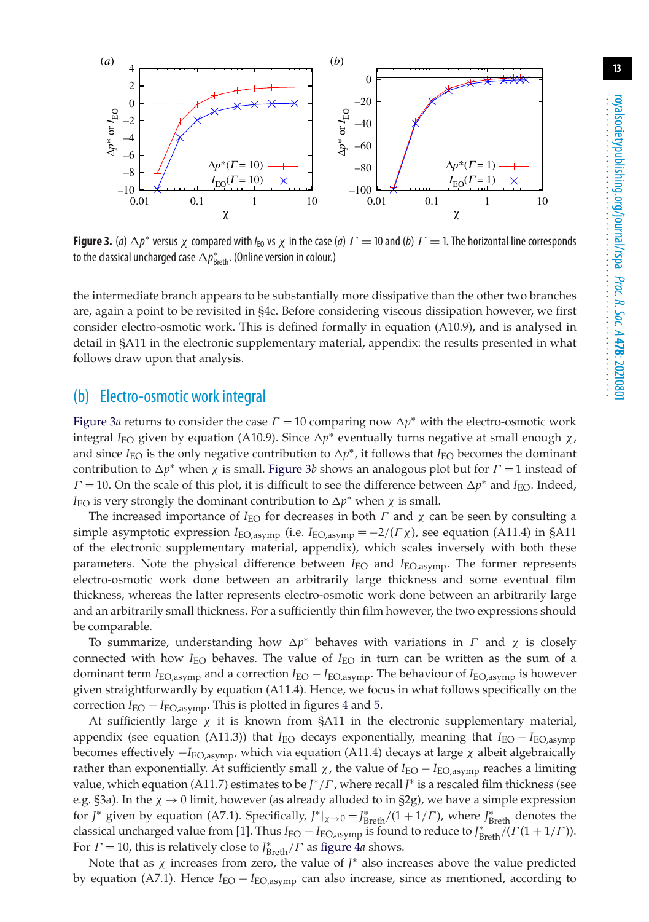**Figure 3.** (*a*) $\Delta p^*$ versus $\chi$ compared with $I_{EO}$ vs $\chi$ in the case (*a*) $\Gamma = 10$ and (*b*) $\Gamma = 1$. The horizontal line corresponds to the classical uncharged case $\Delta p^*_{Breth}$. (Online version in colour.)

the intermediate branch appears to be substantially more dissipative than the other two branches are, again a point to be revisited in §4c. Before considering viscous dissipation however, we first consider electro-osmotic work. This is defined formally in equation (A10.9), and is analysed in detail in §A11 in the electronic supplementary material, appendix: the results presented in what follows draw upon that analysis.

## (b) Electro-osmotic work integral

Figure 3*a* returns to consider the case $\Gamma = 10$ comparing now $\Delta p^*$ with the electro-osmotic work integral $I_{EO}$ given by equation (A10.9). Since $\Delta p^*$ eventually turns negative at small enough $\chi$, and since $I_{EO}$ is the only negative contribution to $\Delta p^*$, it follows that $I_{EO}$ becomes the dominant contribution to $\Delta p^*$ when $\chi$ is small. Figure 3*b* shows an analogous plot but for $\Gamma = 1$ instead of $\Gamma = 10$. On the scale of this plot, it is difficult to see the difference between $\Delta p^*$ and $I_{EO}$. Indeed, $I_{EO}$ is very strongly the dominant contribution to $\Delta p^*$ when $\chi$ is small.

The increased importance of $I_{EO}$ for decreases in both $\Gamma$ and $\chi$ can be seen by consulting a simple asymptotic expression $I_{EO,asymp}$ (i.e. $I_{EO,asymp} \equiv -2/(\Gamma\chi)$, see equation (A11.4) in §A11 of the electronic supplementary material, appendix), which scales inversely with both these parameters. Note the physical difference between $I_{EO}$ and $I_{EO,asymp}$. The former represents electro-osmotic work done between an arbitrarily large thickness and some eventual film thickness, whereas the latter represents electro-osmotic work done between an arbitrarily large and an arbitrarily small thickness. For a sufficiently thin film however, the two expressions should be comparable.

To summarize, understanding how $\Delta p^*$ behaves with variations in $\Gamma$ and $\chi$ is closely connected with how $I_{EO}$ behaves. The value of $I_{EO}$ in turn can be written as the sum of a dominant term $I_{EO,asymp}$ and a correction $I_{EO} - I_{EO,asymp}$. The behaviour of $I_{EO,asymp}$ is however given straightforwardly by equation (A11.4). Hence, we focus in what follows specifically on the correction $I_{EO} - I_{EO,asymp}$. This is plotted in figures 4 and 5.

At sufficiently large $\chi$ it is known from §A11 in the electronic supplementary material, appendix (see equation (A11.3)) that $I_{EO}$ decays exponentially, meaning that $I_{EO} - I_{EO,asymp}$ becomes effectively $-I_{EO,asymp}$, which via equation (A11.4) decays at large $\chi$ albeit algebraically rather than exponentially. At sufficiently small $\chi$, the value of $I_{EO} - I_{EO,asymp}$ reaches a limiting value, which equation (A11.7) estimates to be $J^*/\Gamma$, where recall $J^*$ is a rescaled film thickness (see e.g. §3a). In the $\chi \to 0$ limit, however (as already alluded to in §2g), we have a simple expression for $J^*$ given by equation (A7.1). Specifically, $J^*|_{\chi\to 0} = J^*_{Breth}/(1 + 1/\Gamma)$, where $J^*_{Breth}$ denotes the classical uncharged value from [1]. Thus $I_{EO} - I_{EO,asymp}$ is found to reduce to $J^*_{Breth}/(\Gamma(1 + 1/\Gamma))$. For $\Gamma = 10$, this is relatively close to $J^*_{Breth}/\Gamma$ as figure 4*a* shows.

Note that as $\chi$ increases from zero, the value of $J^*$ also increases above the value predicted by equation (A7.1). Hence $I_{EO} - I_{EO,asymp}$ can also increase, since as mentioned, according to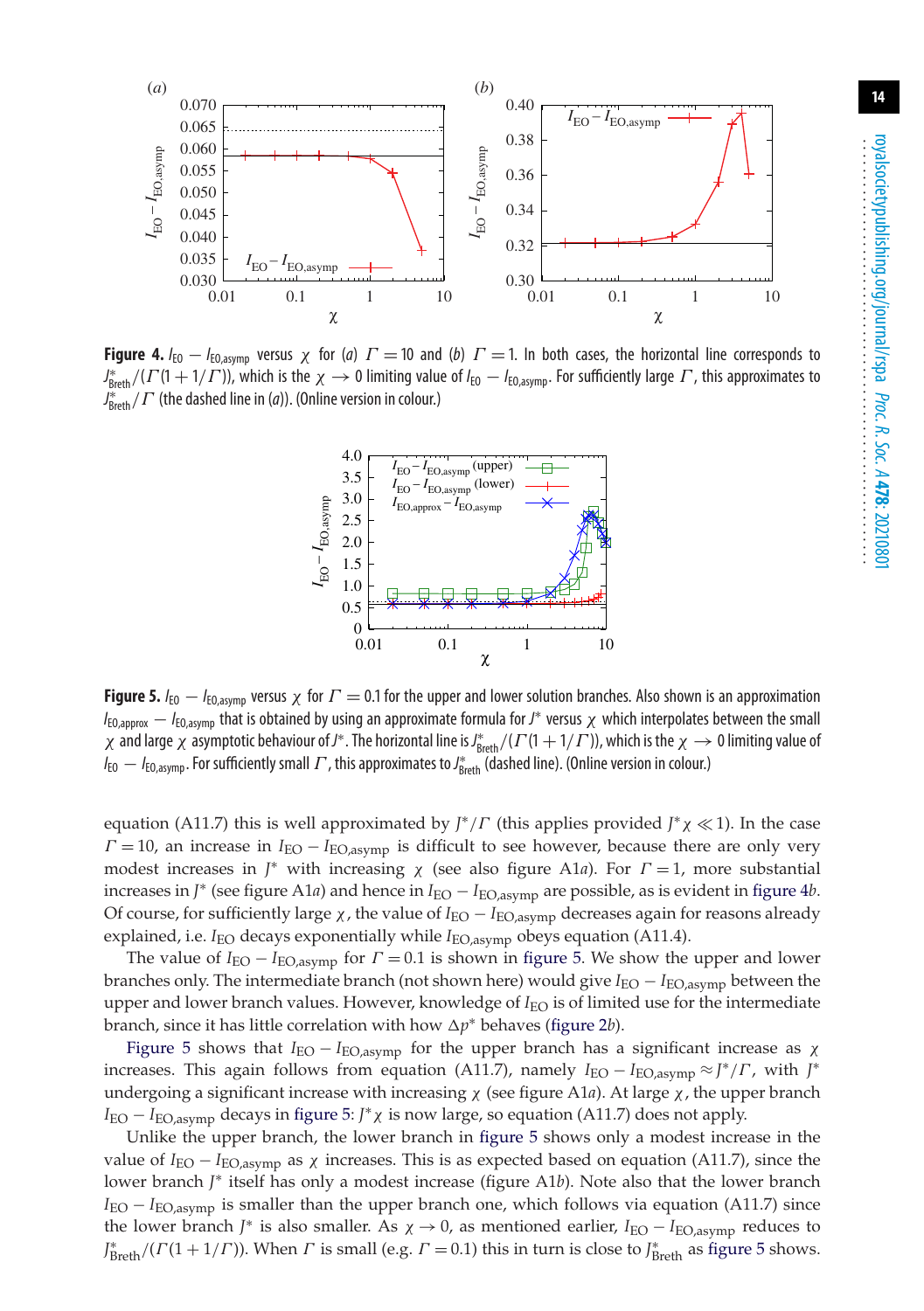**Figure 4.** $I_{\rm EO} - I_{\rm EO,asymp}$ versus $\chi$ for (*a*) $\Gamma = 10$ and (*b*) $\Gamma = 1$. In both cases, the horizontal line corresponds to $J^*_{\rm Breth}/(\Gamma(1+1/\Gamma))$, which is the $\chi \to 0$ limiting value of $I_{\rm EO} - I_{\rm EO,asymp}$. For sufficiently large $\Gamma$, this approximates to $J^*_{\rm Breth}/\Gamma$ (the dashed line in (*a*)). (Online version in colour.)

**Figure 5.** $I_{\rm EO} - I_{\rm EO,asymp}$ versus $\chi$ for $\Gamma = 0.1$ for the upper and lower solution branches. Also shown is an approximation $I_{\rm EO,approx} - I_{\rm EO,asymp}$ that is obtained by using an approximate formula for $J^*$ versus $\chi$ which interpolates between the small $\chi$ and large $\chi$ asymptotic behaviour of $J^*$. The horizontal line is $J^*_{\rm Breth}/(\Gamma(1+1/\Gamma))$, which is the $\chi \to 0$ limiting value of $I_{\rm EO} - I_{\rm EO,asymp}$. For sufficiently small $\Gamma$, this approximates to $J^*_{\rm Breth}$ (dashed line). (Online version in colour.)

equation (A11.7) this is well approximated by $J^*/\Gamma$ (this applies provided $J^*\chi \ll 1$). In the case $\Gamma = 10$, an increase in $I_{\rm EO} - I_{\rm EO,asymp}$ is difficult to see however, because there are only very modest increases in $J^*$ with increasing $\chi$ (see also figure A1*a*). For $\Gamma = 1$, more substantial increases in $J^*$ (see figure A1*a*) and hence in $I_{\rm EO} - I_{\rm EO,asymp}$ are possible, as is evident in figure 4*b*. Of course, for sufficiently large $\chi$, the value of $I_{\rm EO} - I_{\rm EO,asymp}$ decreases again for reasons already explained, i.e. $I_{\rm EO}$ decays exponentially while $I_{\rm EO,asymp}$ obeys equation (A11.4).

The value of $I_{\rm EO} - I_{\rm EO,asymp}$ for $\Gamma = 0.1$ is shown in figure 5. We show the upper and lower branches only. The intermediate branch (not shown here) would give $I_{\rm EO} - I_{\rm EO,asymp}$ between the upper and lower branch values. However, knowledge of $I_{\rm EO}$ is of limited use for the intermediate branch, since it has little correlation with how $\Delta p^*$ behaves (figure 2*b*).

Figure 5 shows that $I_{\rm EO} - I_{\rm EO,asymp}$ for the upper branch has a significant increase as $\chi$ increases. This again follows from equation (A11.7), namely $I_{\rm EO} - I_{\rm EO,asymp} \approx J^*/\Gamma$, with $J^*$ undergoing a significant increase with increasing $\chi$ (see figure A1*a*). At large $\chi$, the upper branch $I_{\rm EO} - I_{\rm EO,asymp}$ decays in figure 5: $J^*\chi$ is now large, so equation (A11.7) does not apply.

Unlike the upper branch, the lower branch in figure 5 shows only a modest increase in the value of $I_{\rm EO} - I_{\rm EO,asymp}$ as $\chi$ increases. This is as expected based on equation (A11.7), since the lower branch $J^*$ itself has only a modest increase (figure A1*b*). Note also that the lower branch $I_{\rm EO} - I_{\rm EO,asymp}$ is smaller than the upper branch one, which follows via equation (A11.7) since the lower branch $J^*$ is also smaller. As $\chi \to 0$, as mentioned earlier, $I_{\rm EO} - I_{\rm EO,asymp}$ reduces to $J^*_{\rm Breth}/(\Gamma(1+1/\Gamma))$. When $\Gamma$ is small (e.g. $\Gamma = 0.1$) this in turn is close to $J^*_{\rm Breth}$ as figure 5 shows.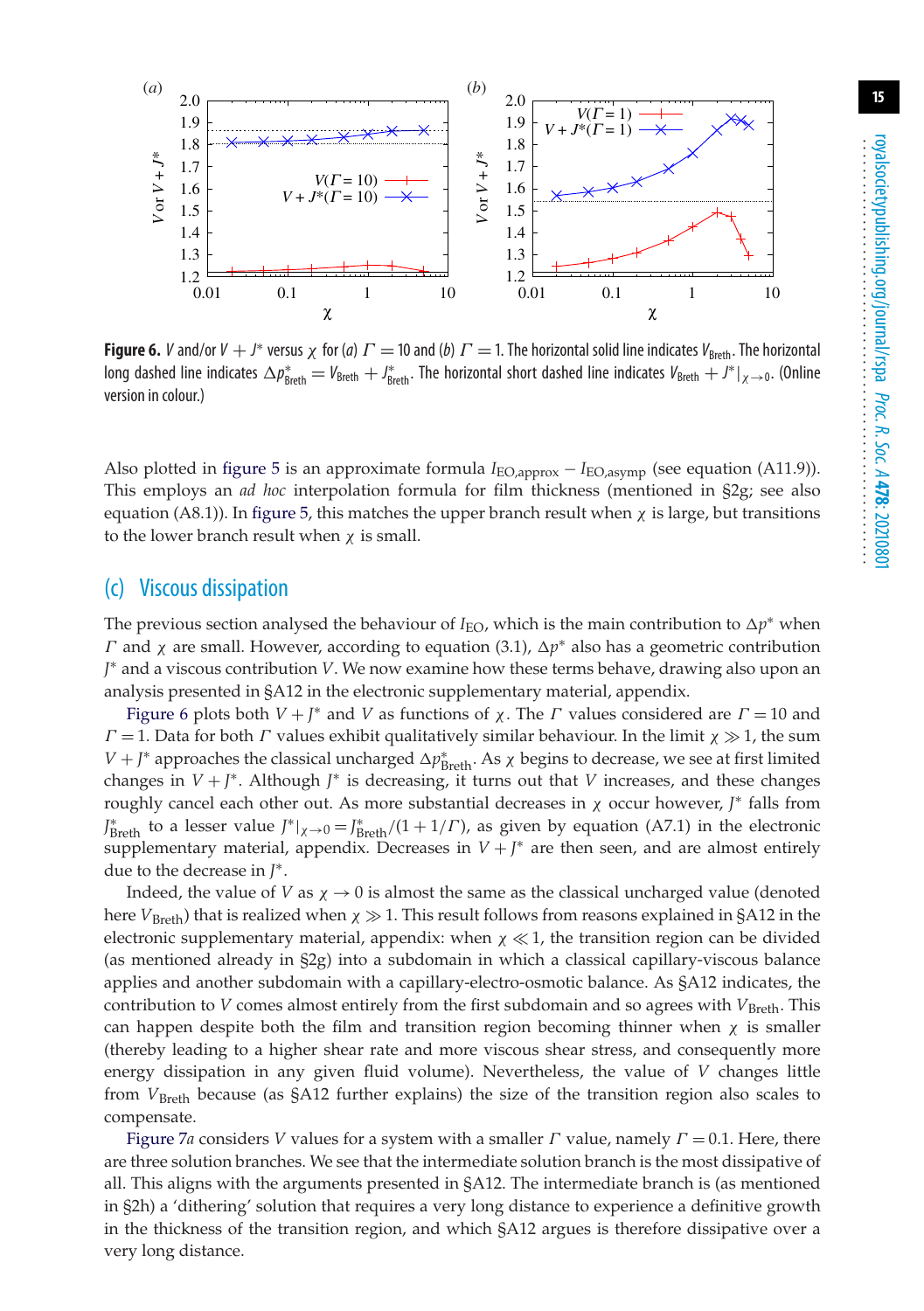**Figure 6.** $V$ and/or $V+J^*$ versus $\chi$ for (*a*) $\Gamma=10$ and (*b*) $\Gamma=1$. The horizontal solid line indicates $V_{\mathrm{Breth}}$. The horizontal long dashed line indicates $\Delta p^*_{\mathrm{Breth}} = V_{\mathrm{Breth}} + J^*_{\mathrm{Breth}}$. The horizontal short dashed line indicates $V_{\mathrm{Breth}} + J^*|_{\chi\to 0}$. (Online version in colour.)

Also plotted in figure 5 is an approximate formula $I_{\mathrm{EO,approx}} - I_{\mathrm{EO,asymp}}$ (see equation (A11.9)). This employs an *ad hoc* interpolation formula for film thickness (mentioned in §2g; see also equation (A8.1)). In figure 5, this matches the upper branch result when $\chi$ is large, but transitions to the lower branch result when $\chi$ is small.

## (c) Viscous dissipation

The previous section analysed the behaviour of $I_{\mathrm{EO}}$, which is the main contribution to $\Delta p^*$ when $\Gamma$ and $\chi$ are small. However, according to equation (3.1), $\Delta p^*$ also has a geometric contribution $J^*$ and a viscous contribution $V$. We now examine how these terms behave, drawing also upon an analysis presented in §A12 in the electronic supplementary material, appendix.

Figure 6 plots both $V+J^*$ and $V$ as functions of $\chi$. The $\Gamma$ values considered are $\Gamma=10$ and $\Gamma=1$. Data for both $\Gamma$ values exhibit qualitatively similar behaviour. In the limit $\chi \gg 1$, the sum $V+J^*$ approaches the classical uncharged $\Delta p^*_{\mathrm{Breth}}$. As $\chi$ begins to decrease, we see at first limited changes in $V+J^*$. Although $J^*$ is decreasing, it turns out that $V$ increases, and these changes roughly cancel each other out. As more substantial decreases in $\chi$ occur however, $J^*$ falls from $J^*_{\mathrm{Breth}}$ to a lesser value $J^*|_{\chi\to 0} = J^*_{\mathrm{Breth}}/(1+1/\Gamma)$, as given by equation (A7.1) in the electronic supplementary material, appendix. Decreases in $V+J^*$ are then seen, and are almost entirely due to the decrease in $J^*$.

Indeed, the value of $V$ as $\chi \to 0$ is almost the same as the classical uncharged value (denoted here $V_{\mathrm{Breth}}$) that is realized when $\chi \gg 1$. This result follows from reasons explained in §A12 in the electronic supplementary material, appendix: when $\chi \ll 1$, the transition region can be divided (as mentioned already in §2g) into a subdomain in which a classical capillary-viscous balance applies and another subdomain with a capillary-electro-osmotic balance. As §A12 indicates, the contribution to $V$ comes almost entirely from the first subdomain and so agrees with $V_{\mathrm{Breth}}$. This can happen despite both the film and transition region becoming thinner when $\chi$ is smaller (thereby leading to a higher shear rate and more viscous shear stress, and consequently more energy dissipation in any given fluid volume). Nevertheless, the value of $V$ changes little from $V_{\mathrm{Breth}}$ because (as §A12 further explains) the size of the transition region also scales to compensate.

Figure 7*a* considers $V$ values for a system with a smaller $\Gamma$ value, namely $\Gamma=0.1$. Here, there are three solution branches. We see that the intermediate solution branch is the most dissipative of all. This aligns with the arguments presented in §A12. The intermediate branch is (as mentioned in §2h) a 'dithering' solution that requires a very long distance to experience a definitive growth in the thickness of the transition region, and which §A12 argues is therefore dissipative over a very long distance.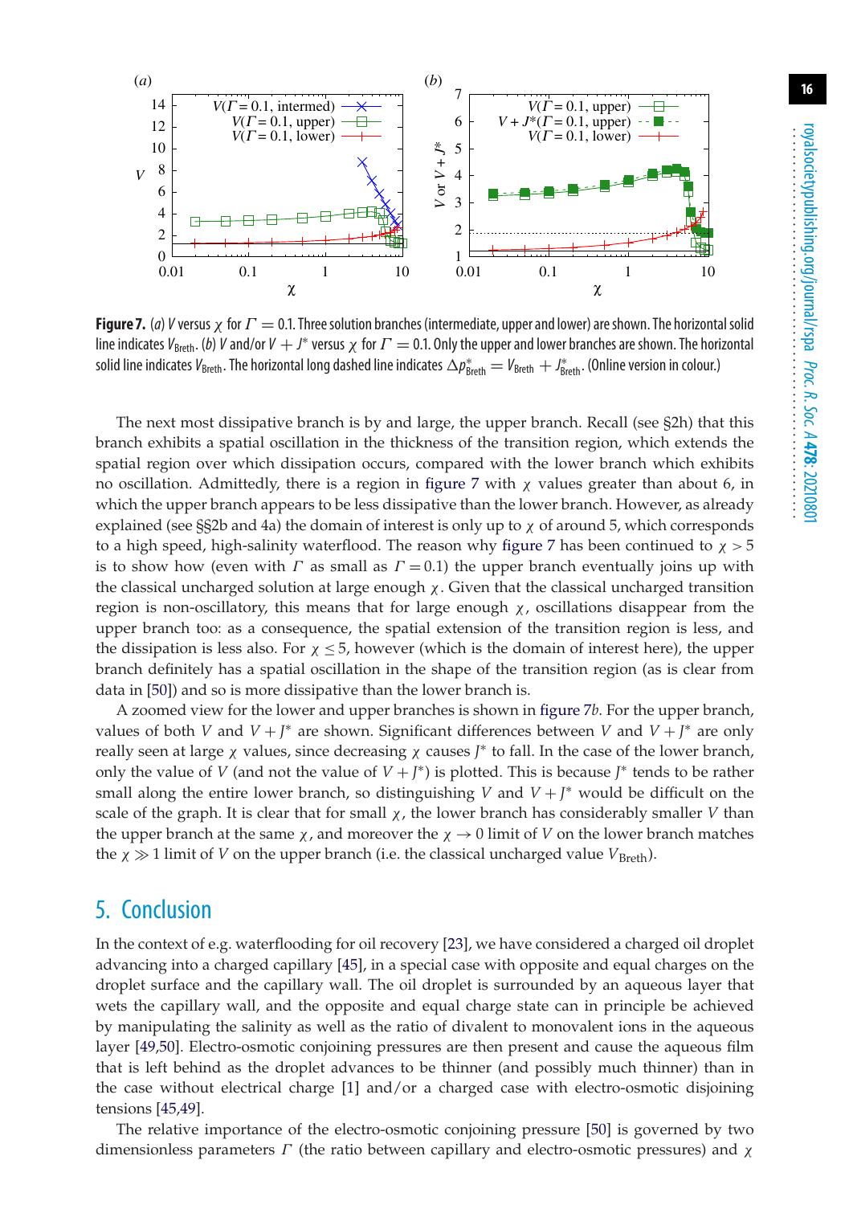**Figure 7.** (*a*) $V$ versus $\chi$ for $\Gamma = 0.1$. Three solution branches (intermediate, upper and lower) are shown. The horizontal solid line indicates $V_{\text{Breth}}$. (*b*) $V$ and/or $V + J^*$ versus $\chi$ for $\Gamma = 0.1$. Only the upper and lower branches are shown. The horizontal solid line indicates $V_{\text{Breth}}$. The horizontal long dashed line indicates $\Delta p^*_{\text{Breth}} = V_{\text{Breth}} + J^*_{\text{Breth}}$. (Online version in colour.)

The next most dissipative branch is by and large, the upper branch. Recall (see §2h) that this branch exhibits a spatial oscillation in the thickness of the transition region, which extends the spatial region over which dissipation occurs, compared with the lower branch which exhibits no oscillation. Admittedly, there is a region in figure 7 with $\chi$ values greater than about 6, in which the upper branch appears to be less dissipative than the lower branch. However, as already explained (see §§2b and 4a) the domain of interest is only up to $\chi$ of around 5, which corresponds to a high speed, high-salinity waterflood. The reason why figure 7 has been continued to $\chi > 5$ is to show how (even with $\Gamma$ as small as $\Gamma = 0.1$) the upper branch eventually joins up with the classical uncharged solution at large enough $\chi$. Given that the classical uncharged transition region is non-oscillatory, this means that for large enough $\chi$, oscillations disappear from the upper branch too: as a consequence, the spatial extension of the transition region is less, and the dissipation is less also. For $\chi \leq 5$, however (which is the domain of interest here), the upper branch definitely has a spatial oscillation in the shape of the transition region (as is clear from data in [50]) and so is more dissipative than the lower branch is.

A zoomed view for the lower and upper branches is shown in figure 7*b*. For the upper branch, values of both $V$ and $V + J^*$ are shown. Significant differences between $V$ and $V + J^*$ are only really seen at large $\chi$ values, since decreasing $\chi$ causes $J^*$ to fall. In the case of the lower branch, only the value of $V$ (and not the value of $V + J^*$) is plotted. This is because $J^*$ tends to be rather small along the entire lower branch, so distinguishing $V$ and $V + J^*$ would be difficult on the scale of the graph. It is clear that for small $\chi$, the lower branch has considerably smaller $V$ than the upper branch at the same $\chi$, and moreover the $\chi \to 0$ limit of $V$ on the lower branch matches the $\chi \gg 1$ limit of $V$ on the upper branch (i.e. the classical uncharged value $V_{\text{Breth}}$).

## 5. Conclusion

In the context of e.g. waterflooding for oil recovery [23], we have considered a charged oil droplet advancing into a charged capillary [45], in a special case with opposite and equal charges on the droplet surface and the capillary wall. The oil droplet is surrounded by an aqueous layer that wets the capillary wall, and the opposite and equal charge state can in principle be achieved by manipulating the salinity as well as the ratio of divalent to monovalent ions in the aqueous layer [49,50]. Electro-osmotic conjoining pressures are then present and cause the aqueous film that is left behind as the droplet advances to be thinner (and possibly much thinner) than in the case without electrical charge [1] and/or a charged case with electro-osmotic disjoining tensions [45,49].

The relative importance of the electro-osmotic conjoining pressure [50] is governed by two dimensionless parameters $\Gamma$ (the ratio between capillary and electro-osmotic pressures) and $\chi$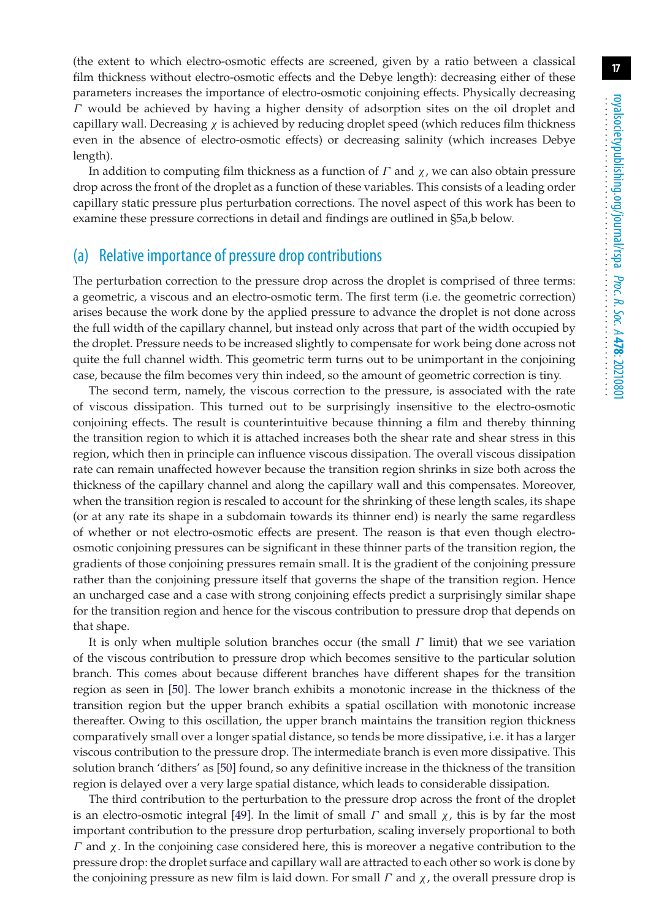(the extent to which electro-osmotic effects are screened, given by a ratio between a classical film thickness without electro-osmotic effects and the Debye length): decreasing either of these parameters increases the importance of electro-osmotic conjoining effects. Physically decreasing $\Gamma$ would be achieved by having a higher density of adsorption sites on the oil droplet and capillary wall. Decreasing $\chi$ is achieved by reducing droplet speed (which reduces film thickness even in the absence of electro-osmotic effects) or decreasing salinity (which increases Debye length).

In addition to computing film thickness as a function of $\Gamma$ and $\chi$, we can also obtain pressure drop across the front of the droplet as a function of these variables. This consists of a leading order capillary static pressure plus perturbation corrections. The novel aspect of this work has been to examine these pressure corrections in detail and findings are outlined in §5a,b below.

## (a) Relative importance of pressure drop contributions

The perturbation correction to the pressure drop across the droplet is comprised of three terms: a geometric, a viscous and an electro-osmotic term. The first term (i.e. the geometric correction) arises because the work done by the applied pressure to advance the droplet is not done across the full width of the capillary channel, but instead only across that part of the width occupied by the droplet. Pressure needs to be increased slightly to compensate for work being done across not quite the full channel width. This geometric term turns out to be unimportant in the conjoining case, because the film becomes very thin indeed, so the amount of geometric correction is tiny.

The second term, namely, the viscous correction to the pressure, is associated with the rate of viscous dissipation. This turned out to be surprisingly insensitive to the electro-osmotic conjoining effects. The result is counterintuitive because thinning a film and thereby thinning the transition region to which it is attached increases both the shear rate and shear stress in this region, which then in principle can influence viscous dissipation. The overall viscous dissipation rate can remain unaffected however because the transition region shrinks in size both across the thickness of the capillary channel and along the capillary wall and this compensates. Moreover, when the transition region is rescaled to account for the shrinking of these length scales, its shape (or at any rate its shape in a subdomain towards its thinner end) is nearly the same regardless of whether or not electro-osmotic effects are present. The reason is that even though electro-osmotic conjoining pressures can be significant in these thinner parts of the transition region, the gradients of those conjoining pressures remain small. It is the gradient of the conjoining pressure rather than the conjoining pressure itself that governs the shape of the transition region. Hence an uncharged case and a case with strong conjoining effects predict a surprisingly similar shape for the transition region and hence for the viscous contribution to pressure drop that depends on that shape.

It is only when multiple solution branches occur (the small $\Gamma$ limit) that we see variation of the viscous contribution to pressure drop which becomes sensitive to the particular solution branch. This comes about because different branches have different shapes for the transition region as seen in [50]. The lower branch exhibits a monotonic increase in the thickness of the transition region but the upper branch exhibits a spatial oscillation with monotonic increase thereafter. Owing to this oscillation, the upper branch maintains the transition region thickness comparatively small over a longer spatial distance, so tends be more dissipative, i.e. it has a larger viscous contribution to the pressure drop. The intermediate branch is even more dissipative. This solution branch 'dithers' as [50] found, so any definitive increase in the thickness of the transition region is delayed over a very large spatial distance, which leads to considerable dissipation.

The third contribution to the perturbation to the pressure drop across the front of the droplet is an electro-osmotic integral [49]. In the limit of small $\Gamma$ and small $\chi$, this is by far the most important contribution to the pressure drop perturbation, scaling inversely proportional to both $\Gamma$ and $\chi$. In the conjoining case considered here, this is moreover a negative contribution to the pressure drop: the droplet surface and capillary wall are attracted to each other so work is done by the conjoining pressure as new film is laid down. For small $\Gamma$ and $\chi$, the overall pressure drop is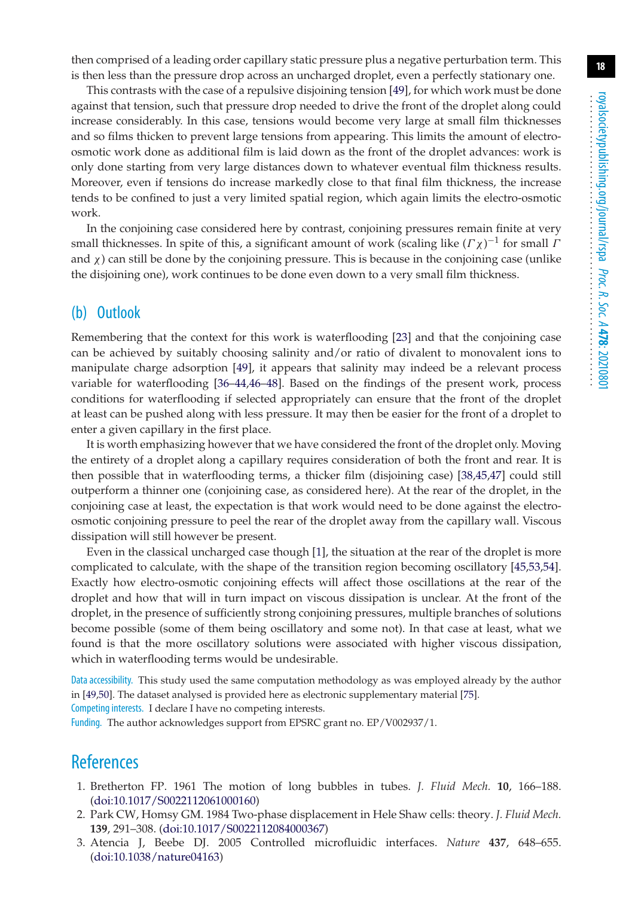then comprised of a leading order capillary static pressure plus a negative perturbation term. This is then less than the pressure drop across an uncharged droplet, even a perfectly stationary one.

This contrasts with the case of a repulsive disjoining tension [49], for which work must be done against that tension, such that pressure drop needed to drive the front of the droplet along could increase considerably. In this case, tensions would become very large at small film thicknesses and so films thicken to prevent large tensions from appearing. This limits the amount of electro-osmotic work done as additional film is laid down as the front of the droplet advances: work is only done starting from very large distances down to whatever eventual film thickness results. Moreover, even if tensions do increase markedly close to that final film thickness, the increase tends to be confined to just a very limited spatial region, which again limits the electro-osmotic work.

In the conjoining case considered here by contrast, conjoining pressures remain finite at very small thicknesses. In spite of this, a significant amount of work (scaling like $(\Gamma \chi)^{-1}$ for small $\Gamma$ and $\chi$) can still be done by the conjoining pressure. This is because in the conjoining case (unlike the disjoining one), work continues to be done even down to a very small film thickness.

## (b) Outlook

Remembering that the context for this work is waterflooding [23] and that the conjoining case can be achieved by suitably choosing salinity and/or ratio of divalent to monovalent ions to manipulate charge adsorption [49], it appears that salinity may indeed be a relevant process variable for waterflooding [36–44,46–48]. Based on the findings of the present work, process conditions for waterflooding if selected appropriately can ensure that the front of the droplet at least can be pushed along with less pressure. It may then be easier for the front of a droplet to enter a given capillary in the first place.

It is worth emphasizing however that we have considered the front of the droplet only. Moving the entirety of a droplet along a capillary requires consideration of both the front and rear. It is then possible that in waterflooding terms, a thicker film (disjoining case) [38,45,47] could still outperform a thinner one (conjoining case, as considered here). At the rear of the droplet, in the conjoining case at least, the expectation is that work would need to be done against the electro-osmotic conjoining pressure to peel the rear of the droplet away from the capillary wall. Viscous dissipation will still however be present.

Even in the classical uncharged case though [1], the situation at the rear of the droplet is more complicated to calculate, with the shape of the transition region becoming oscillatory [45,53,54]. Exactly how electro-osmotic conjoining effects will affect those oscillations at the rear of the droplet and how that will in turn impact on viscous dissipation is unclear. At the front of the droplet, in the presence of sufficiently strong conjoining pressures, multiple branches of solutions become possible (some of them being oscillatory and some not). In that case at least, what we found is that the more oscillatory solutions were associated with higher viscous dissipation, which in waterflooding terms would be undesirable.

Data accessibility. This study used the same computation methodology as was employed already by the author in [49,50]. The dataset analysed is provided here as electronic supplementary material [75].

Competing interests. I declare I have no competing interests.

Funding. The author acknowledges support from EPSRC grant no. EP/V002937/1.

# References

1. Bretherton FP. 1961 The motion of long bubbles in tubes. *J. Fluid Mech.* **10**, 166–188. (doi:10.1017/S0022112061000160)
2. Park CW, Homsy GM. 1984 Two-phase displacement in Hele Shaw cells: theory. *J. Fluid Mech.* **139**, 291–308. (doi:10.1017/S0022112084000367)
3. Atencia J, Beebe DJ. 2005 Controlled microfluidic interfaces. *Nature* **437**, 648–655. (doi:10.1038/nature04163)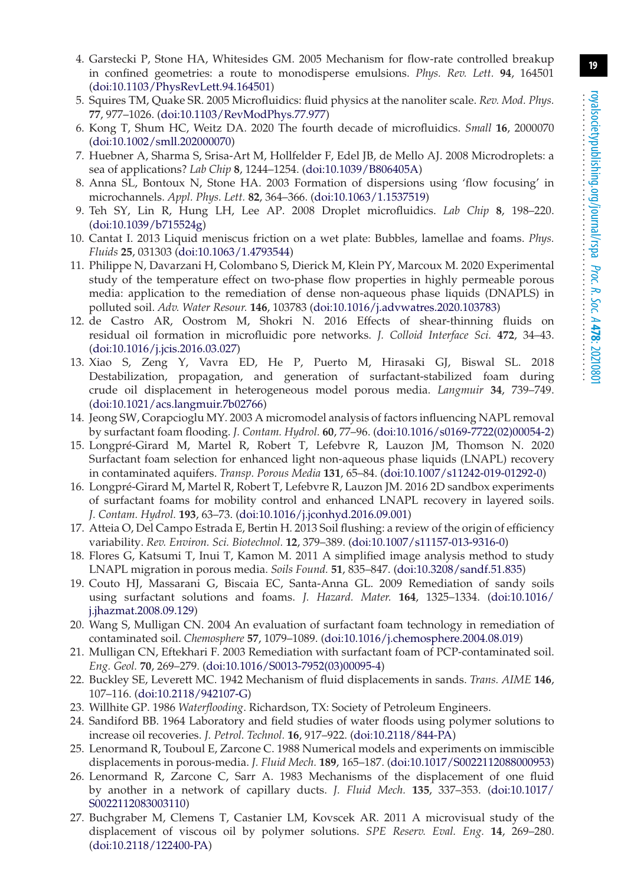4. Garstecki P, Stone HA, Whitesides GM. 2005 Mechanism for flow-rate controlled breakup in confined geometries: a route to monodisperse emulsions. *Phys. Rev. Lett.* **94**, 164501 (doi:10.1103/PhysRevLett.94.164501)
5. Squires TM, Quake SR. 2005 Microfluidics: fluid physics at the nanoliter scale. *Rev. Mod. Phys.* **77**, 977–1026. (doi:10.1103/RevModPhys.77.977)
6. Kong T, Shum HC, Weitz DA. 2020 The fourth decade of microfluidics. *Small* **16**, 2000070 (doi:10.1002/smll.202000070)
7. Huebner A, Sharma S, Srisa-Art M, Hollfelder F, Edel JB, de Mello AJ. 2008 Microdroplets: a sea of applications? *Lab Chip* **8**, 1244–1254. (doi:10.1039/B806405A)
8. Anna SL, Bontoux N, Stone HA. 2003 Formation of dispersions using 'flow focusing' in microchannels. *Appl. Phys. Lett.* **82**, 364–366. (doi:10.1063/1.1537519)
9. Teh SY, Lin R, Hung LH, Lee AP. 2008 Droplet microfluidics. *Lab Chip* **8**, 198–220. (doi:10.1039/b715524g)
10. Cantat I. 2013 Liquid meniscus friction on a wet plate: Bubbles, lamellae and foams. *Phys. Fluids* **25**, 031303 (doi:10.1063/1.4793544)
11. Philippe N, Davarzani H, Colombano S, Dierick M, Klein PY, Marcoux M. 2020 Experimental study of the temperature effect on two-phase flow properties in highly permeable porous media: application to the remediation of dense non-aqueous phase liquids (DNAPLS) in polluted soil. *Adv. Water Resour.* **146**, 103783 (doi:10.1016/j.advwatres.2020.103783)
12. de Castro AR, Oostrom M, Shokri N. 2016 Effects of shear-thinning fluids on residual oil formation in microfluidic pore networks. *J. Colloid Interface Sci.* **472**, 34–43. (doi:10.1016/j.jcis.2016.03.027)
13. Xiao S, Zeng Y, Vavra ED, He P, Puerto M, Hirasaki GJ, Biswal SL. 2018 Destabilization, propagation, and generation of surfactant-stabilized foam during crude oil displacement in heterogeneous model porous media. *Langmuir* **34**, 739–749. (doi:10.1021/acs.langmuir.7b02766)
14. Jeong SW, Corapcioglu MY. 2003 A micromodel analysis of factors influencing NAPL removal by surfactant foam flooding. *J. Contam. Hydrol.* **60**, 77–96. (doi:10.1016/s0169-7722(02)00054-2)
15. Longpré-Girard M, Martel R, Robert T, Lefebvre R, Lauzon JM, Thomson N. 2020 Surfactant foam selection for enhanced light non-aqueous phase liquids (LNAPL) recovery in contaminated aquifers. *Transp. Porous Media* **131**, 65–84. (doi:10.1007/s11242-019-01292-0)
16. Longpré-Girard M, Martel R, Robert T, Lefebvre R, Lauzon JM. 2016 2D sandbox experiments of surfactant foams for mobility control and enhanced LNAPL recovery in layered soils. *J. Contam. Hydrol.* **193**, 63–73. (doi:10.1016/j.jconhyd.2016.09.001)
17. Atteia O, Del Campo Estrada E, Bertin H. 2013 Soil flushing: a review of the origin of efficiency variability. *Rev. Environ. Sci. Biotechnol.* **12**, 379–389. (doi:10.1007/s11157-013-9316-0)
18. Flores G, Katsumi T, Inui T, Kamon M. 2011 A simplified image analysis method to study LNAPL migration in porous media. *Soils Found.* **51**, 835–847. (doi:10.3208/sandf.51.835)
19. Couto HJ, Massarani G, Biscaia EC, Santa-Anna GL. 2009 Remediation of sandy soils using surfactant solutions and foams. *J. Hazard. Mater.* **164**, 1325–1334. (doi:10.1016/j.jhazmat.2008.09.129)
20. Wang S, Mulligan CN. 2004 An evaluation of surfactant foam technology in remediation of contaminated soil. *Chemosphere* **57**, 1079–1089. (doi:10.1016/j.chemosphere.2004.08.019)
21. Mulligan CN, Eftekhari F. 2003 Remediation with surfactant foam of PCP-contaminated soil. *Eng. Geol.* **70**, 269–279. (doi:10.1016/S0013-7952(03)00095-4)
22. Buckley SE, Leverett MC. 1942 Mechanism of fluid displacements in sands. *Trans. AIME* **146**, 107–116. (doi:10.2118/942107-G)
23. Willhite GP. 1986 *Waterflooding*. Richardson, TX: Society of Petroleum Engineers.
24. Sandiford BB. 1964 Laboratory and field studies of water floods using polymer solutions to increase oil recoveries. *J. Petrol. Technol.* **16**, 917–922. (doi:10.2118/844-PA)
25. Lenormand R, Touboul E, Zarcone C. 1988 Numerical models and experiments on immiscible displacements in porous-media. *J. Fluid Mech.* **189**, 165–187. (doi:10.1017/S0022112088000953)
26. Lenormand R, Zarcone C, Sarr A. 1983 Mechanisms of the displacement of one fluid by another in a network of capillary ducts. *J. Fluid Mech.* **135**, 337–353. (doi:10.1017/S0022112083003110)
27. Buchgraber M, Clemens T, Castanier LM, Kovscek AR. 2011 A microvisual study of the displacement of viscous oil by polymer solutions. *SPE Reserv. Eval. Eng.* **14**, 269–280. (doi:10.2118/122400-PA)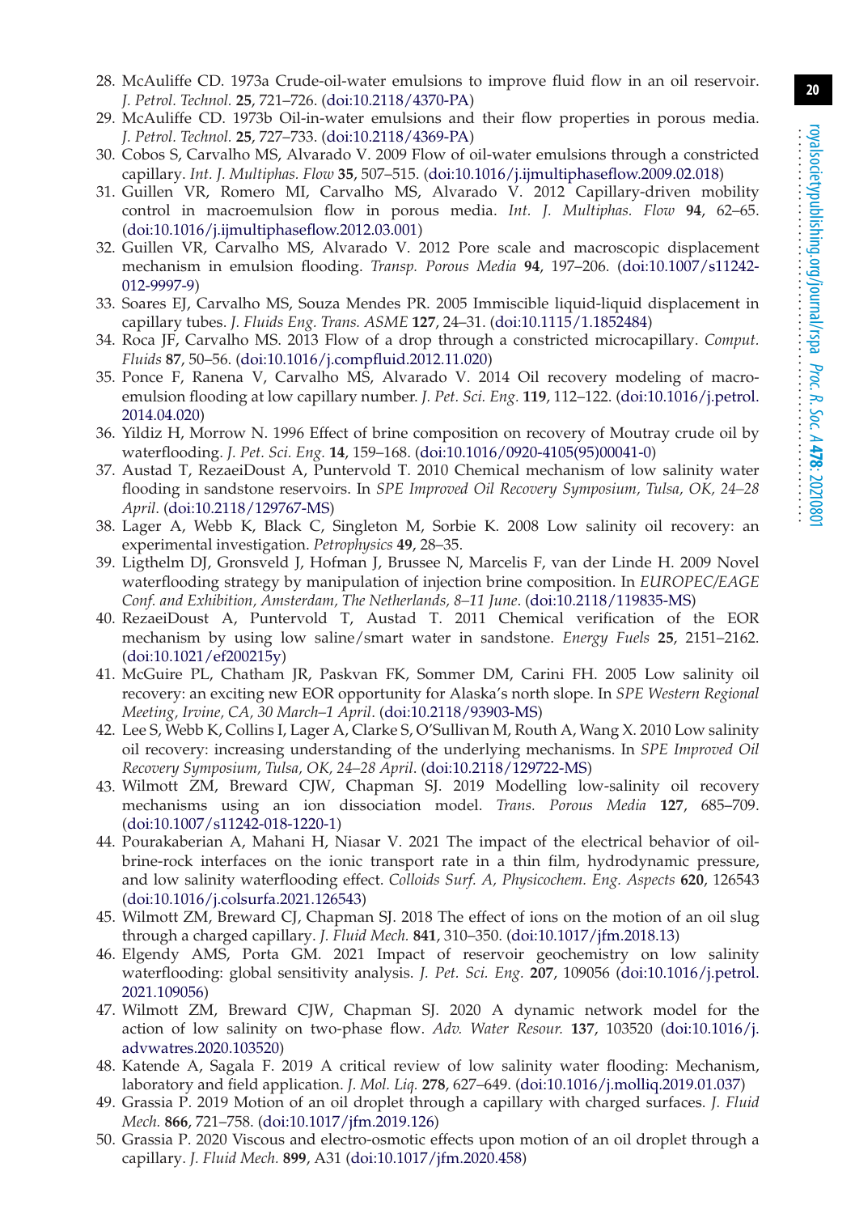28. McAuliffe CD. 1973a Crude-oil-water emulsions to improve fluid flow in an oil reservoir. *J. Petrol. Technol.* **25**, 721–726. (doi:10.2118/4370-PA)
29. McAuliffe CD. 1973b Oil-in-water emulsions and their flow properties in porous media. *J. Petrol. Technol.* **25**, 727–733. (doi:10.2118/4369-PA)
30. Cobos S, Carvalho MS, Alvarado V. 2009 Flow of oil-water emulsions through a constricted capillary. *Int. J. Multiphas. Flow* **35**, 507–515. (doi:10.1016/j.ijmultiphaseflow.2009.02.018)
31. Guillen VR, Romero MI, Carvalho MS, Alvarado V. 2012 Capillary-driven mobility control in macroemulsion flow in porous media. *Int. J. Multiphas. Flow* **94**, 62–65. (doi:10.1016/j.ijmultiphaseflow.2012.03.001)
32. Guillen VR, Carvalho MS, Alvarado V. 2012 Pore scale and macroscopic displacement mechanism in emulsion flooding. *Transp. Porous Media* **94**, 197–206. (doi:10.1007/s11242-012-9997-9)
33. Soares EJ, Carvalho MS, Souza Mendes PR. 2005 Immiscible liquid-liquid displacement in capillary tubes. *J. Fluids Eng. Trans. ASME* **127**, 24–31. (doi:10.1115/1.1852484)
34. Roca JF, Carvalho MS. 2013 Flow of a drop through a constricted microcapillary. *Comput. Fluids* **87**, 50–56. (doi:10.1016/j.compfluid.2012.11.020)
35. Ponce F, Ranena V, Carvalho MS, Alvarado V. 2014 Oil recovery modeling of macro-emulsion flooding at low capillary number. *J. Pet. Sci. Eng.* **119**, 112–122. (doi:10.1016/j.petrol.2014.04.020)
36. Yildiz H, Morrow N. 1996 Effect of brine composition on recovery of Moutray crude oil by waterflooding. *J. Pet. Sci. Eng.* **14**, 159–168. (doi:10.1016/0920-4105(95)00041-0)
37. Austad T, RezaeiDoust A, Puntervold T. 2010 Chemical mechanism of low salinity water flooding in sandstone reservoirs. In *SPE Improved Oil Recovery Symposium, Tulsa, OK, 24–28 April*. (doi:10.2118/129767-MS)
38. Lager A, Webb K, Black C, Singleton M, Sorbie K. 2008 Low salinity oil recovery: an experimental investigation. *Petrophysics* **49**, 28–35.
39. Ligthelm DJ, Gronsveld J, Hofman J, Brussee N, Marcelis F, van der Linde H. 2009 Novel waterflooding strategy by manipulation of injection brine composition. In *EUROPEC/EAGE Conf. and Exhibition, Amsterdam, The Netherlands, 8–11 June*. (doi:10.2118/119835-MS)
40. RezaeiDoust A, Puntervold T, Austad T. 2011 Chemical verification of the EOR mechanism by using low saline/smart water in sandstone. *Energy Fuels* **25**, 2151–2162. (doi:10.1021/ef200215y)
41. McGuire PL, Chatham JR, Paskvan FK, Sommer DM, Carini FH. 2005 Low salinity oil recovery: an exciting new EOR opportunity for Alaska's north slope. In *SPE Western Regional Meeting, Irvine, CA, 30 March–1 April*. (doi:10.2118/93903-MS)
42. Lee S, Webb K, Collins I, Lager A, Clarke S, O'Sullivan M, Routh A, Wang X. 2010 Low salinity oil recovery: increasing understanding of the underlying mechanisms. In *SPE Improved Oil Recovery Symposium, Tulsa, OK, 24–28 April*. (doi:10.2118/129722-MS)
43. Wilmott ZM, Breward CJW, Chapman SJ. 2019 Modelling low-salinity oil recovery mechanisms using an ion dissociation model. *Trans. Porous Media* **127**, 685–709. (doi:10.1007/s11242-018-1220-1)
44. Pourakaberian A, Mahani H, Niasar V. 2021 The impact of the electrical behavior of oil-brine-rock interfaces on the ionic transport rate in a thin film, hydrodynamic pressure, and low salinity waterflooding effect. *Colloids Surf. A, Physicochem. Eng. Aspects* **620**, 126543 (doi:10.1016/j.colsurfa.2021.126543)
45. Wilmott ZM, Breward CJ, Chapman SJ. 2018 The effect of ions on the motion of an oil slug through a charged capillary. *J. Fluid Mech.* **841**, 310–350. (doi:10.1017/jfm.2018.13)
46. Elgendy AMS, Porta GM. 2021 Impact of reservoir geochemistry on low salinity waterflooding: global sensitivity analysis. *J. Pet. Sci. Eng.* **207**, 109056 (doi:10.1016/j.petrol.2021.109056)
47. Wilmott ZM, Breward CJW, Chapman SJ. 2020 A dynamic network model for the action of low salinity on two-phase flow. *Adv. Water Resour.* **137**, 103520 (doi:10.1016/j.advwatres.2020.103520)
48. Katende A, Sagala F. 2019 A critical review of low salinity water flooding: Mechanism, laboratory and field application. *J. Mol. Liq.* **278**, 627–649. (doi:10.1016/j.molliq.2019.01.037)
49. Grassia P. 2019 Motion of an oil droplet through a capillary with charged surfaces. *J. Fluid Mech.* **866**, 721–758. (doi:10.1017/jfm.2019.126)
50. Grassia P. 2020 Viscous and electro-osmotic effects upon motion of an oil droplet through a capillary. *J. Fluid Mech.* **899**, A31 (doi:10.1017/jfm.2020.458)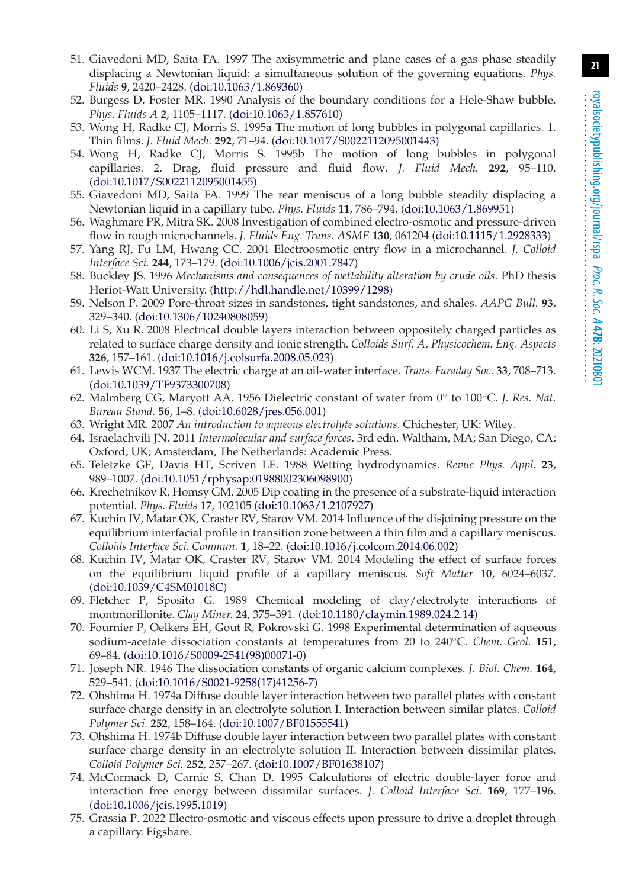51. Giavedoni MD, Saita FA. 1997 The axisymmetric and plane cases of a gas phase steadily displacing a Newtonian liquid: a simultaneous solution of the governing equations. *Phys. Fluids* **9**, 2420–2428. (doi:10.1063/1.869360)
52. Burgess D, Foster MR. 1990 Analysis of the boundary conditions for a Hele-Shaw bubble. *Phys. Fluids A* **2**, 1105–1117. (doi:10.1063/1.857610)
53. Wong H, Radke CJ, Morris S. 1995a The motion of long bubbles in polygonal capillaries. 1. Thin films. *J. Fluid Mech.* **292**, 71–94. (doi:10.1017/S0022112095001443)
54. Wong H, Radke CJ, Morris S. 1995b The motion of long bubbles in polygonal capillaries. 2. Drag, fluid pressure and fluid flow. *J. Fluid Mech.* **292**, 95–110. (doi:10.1017/S0022112095001455)
55. Giavedoni MD, Saita FA. 1999 The rear meniscus of a long bubble steadily displacing a Newtonian liquid in a capillary tube. *Phys. Fluids* **11**, 786–794. (doi:10.1063/1.869951)
56. Waghmare PR, Mitra SK. 2008 Investigation of combined electro-osmotic and pressure-driven flow in rough microchannels. *J. Fluids Eng. Trans. ASME* **130**, 061204 (doi:10.1115/1.2928333)
57. Yang RJ, Fu LM, Hwang CC. 2001 Electroosmotic entry flow in a microchannel. *J. Colloid Interface Sci.* **244**, 173–179. (doi:10.1006/jcis.2001.7847)
58. Buckley JS. 1996 *Mechanisms and consequences of wettability alteration by crude oils*. PhD thesis Heriot-Watt University. (http://hdl.handle.net/10399/1298)
59. Nelson P. 2009 Pore-throat sizes in sandstones, tight sandstones, and shales. *AAPG Bull.* **93**, 329–340. (doi:10.1306/10240808059)
60. Li S, Xu R. 2008 Electrical double layers interaction between oppositely charged particles as related to surface charge density and ionic strength. *Colloids Surf. A, Physicochem. Eng. Aspects* **326**, 157–161. (doi:10.1016/j.colsurfa.2008.05.023)
61. Lewis WCM. 1937 The electric charge at an oil-water interface. *Trans. Faraday Soc.* **33**, 708–713. (doi:10.1039/TF9373300708)
62. Malmberg CG, Maryott AA. 1956 Dielectric constant of water from 0° to 100°C. *J. Res. Nat. Bureau Stand.* **56**, 1–8. (doi:10.6028/jres.056.001)
63. Wright MR. 2007 *An introduction to aqueous electrolyte solutions*. Chichester, UK: Wiley.
64. Israelachvili JN. 2011 *Intermolecular and surface forces*, 3rd edn. Waltham, MA; San Diego, CA; Oxford, UK; Amsterdam, The Netherlands: Academic Press.
65. Teletzke GF, Davis HT, Scriven LE. 1988 Wetting hydrodynamics. *Revue Phys. Appl.* **23**, 989–1007. (doi:10.1051/rphysap:01988002306098900)
66. Krechetnikov R, Homsy GM. 2005 Dip coating in the presence of a substrate-liquid interaction potential. *Phys. Fluids* **17**, 102105 (doi:10.1063/1.2107927)
67. Kuchin IV, Matar OK, Craster RV, Starov VM. 2014 Influence of the disjoining pressure on the equilibrium interfacial profile in transition zone between a thin film and a capillary meniscus. *Colloids Interface Sci. Commun.* **1**, 18–22. (doi:10.1016/j.colcom.2014.06.002)
68. Kuchin IV, Matar OK, Craster RV, Starov VM. 2014 Modeling the effect of surface forces on the equilibrium liquid profile of a capillary meniscus. *Soft Matter* **10**, 6024–6037. (doi:10.1039/C4SM01018C)
69. Fletcher P, Sposito G. 1989 Chemical modeling of clay/electrolyte interactions of montmorillonite. *Clay Miner.* **24**, 375–391. (doi:10.1180/claymin.1989.024.2.14)
70. Fournier P, Oelkers EH, Gout R, Pokrovski G. 1998 Experimental determination of aqueous sodium-acetate dissociation constants at temperatures from 20 to 240°C. *Chem. Geol.* **151**, 69–84. (doi:10.1016/S0009-2541(98)00071-0)
71. Joseph NR. 1946 The dissociation constants of organic calcium complexes. *J. Biol. Chem.* **164**, 529–541. (doi:10.1016/S0021-9258(17)41256-7)
72. Ohshima H. 1974a Diffuse double layer interaction between two parallel plates with constant surface charge density in an electrolyte solution I. Interaction between similar plates. *Colloid Polymer Sci.* **252**, 158–164. (doi:10.1007/BF01555541)
73. Ohshima H. 1974b Diffuse double layer interaction between two parallel plates with constant surface charge density in an electrolyte solution II. Interaction between dissimilar plates. *Colloid Polymer Sci.* **252**, 257–267. (doi:10.1007/BF01638107)
74. McCormack D, Carnie S, Chan D. 1995 Calculations of electric double-layer force and interaction free energy between dissimilar surfaces. *J. Colloid Interface Sci.* **169**, 177–196. (doi:10.1006/jcis.1995.1019)
75. Grassia P. 2022 Electro-osmotic and viscous effects upon pressure to drive a droplet through a capillary. Figshare.